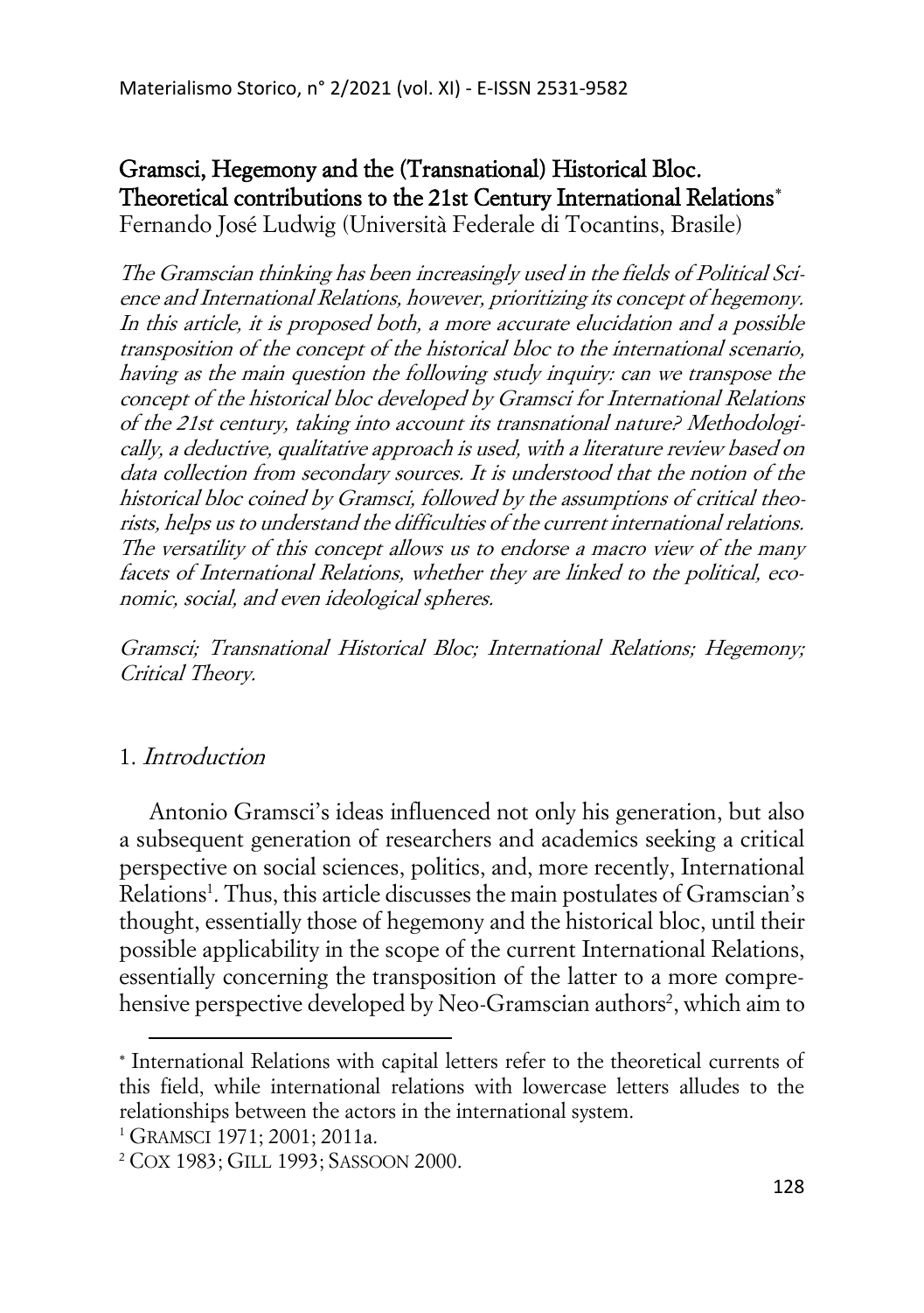# Gramsci, Hegemony and the (Transnational) Historical Bloc. Theoretical contributions to the 21st Century International Relations[*]

Fernando José Ludwig (Università Federale di Tocantins, Brasile)

*The Gramscian thinking has been increasingly used in the fields of Political Science and International Relations, however, prioritizing its concept of hegemony. In this article, it is proposed both, a more accurate elucidation and a possible transposition of the concept of the historical bloc to the international scenario, having as the main question the following study inquiry: can we transpose the concept of the historical bloc developed by Gramsci for International Relations of the 21st century, taking into account its transnational nature? Methodologically, a deductive, qualitative approach is used, with a literature review based on data collection from secondary sources. It is understood that the notion of the historical bloc coined by Gramsci, followed by the assumptions of critical theorists, helps us to understand the difficulties of the current international relations. The versatility of this concept allows us to endorse a macro view of the many facets of International Relations, whether they are linked to the political, economic, social, and even ideological spheres.*

*Gramsci; Transnational Historical Bloc; International Relations; Hegemony; Critical Theory.*

## 1. *Introduction*

Antonio Gramsci's ideas influenced not only his generation, but also a subsequent generation of researchers and academics seeking a critical perspective on social sciences, politics, and, more recently, International Relations[1]. Thus, this article discusses the main postulates of Gramscian's thought, essentially those of hegemony and the historical bloc, until their possible applicability in the scope of the current International Relations, essentially concerning the transposition of the latter to a more comprehensive perspective developed by Neo-Gramscian authors[2], which aim to

---

[*] International Relations with capital letters refer to the theoretical currents of this field, while international relations with lowercase letters alludes to the relationships between the actors in the international system.

[1] GRAMSCI 1971; 2001; 2011a.

[2] COX 1983; GILL 1993; SASSOON 2000.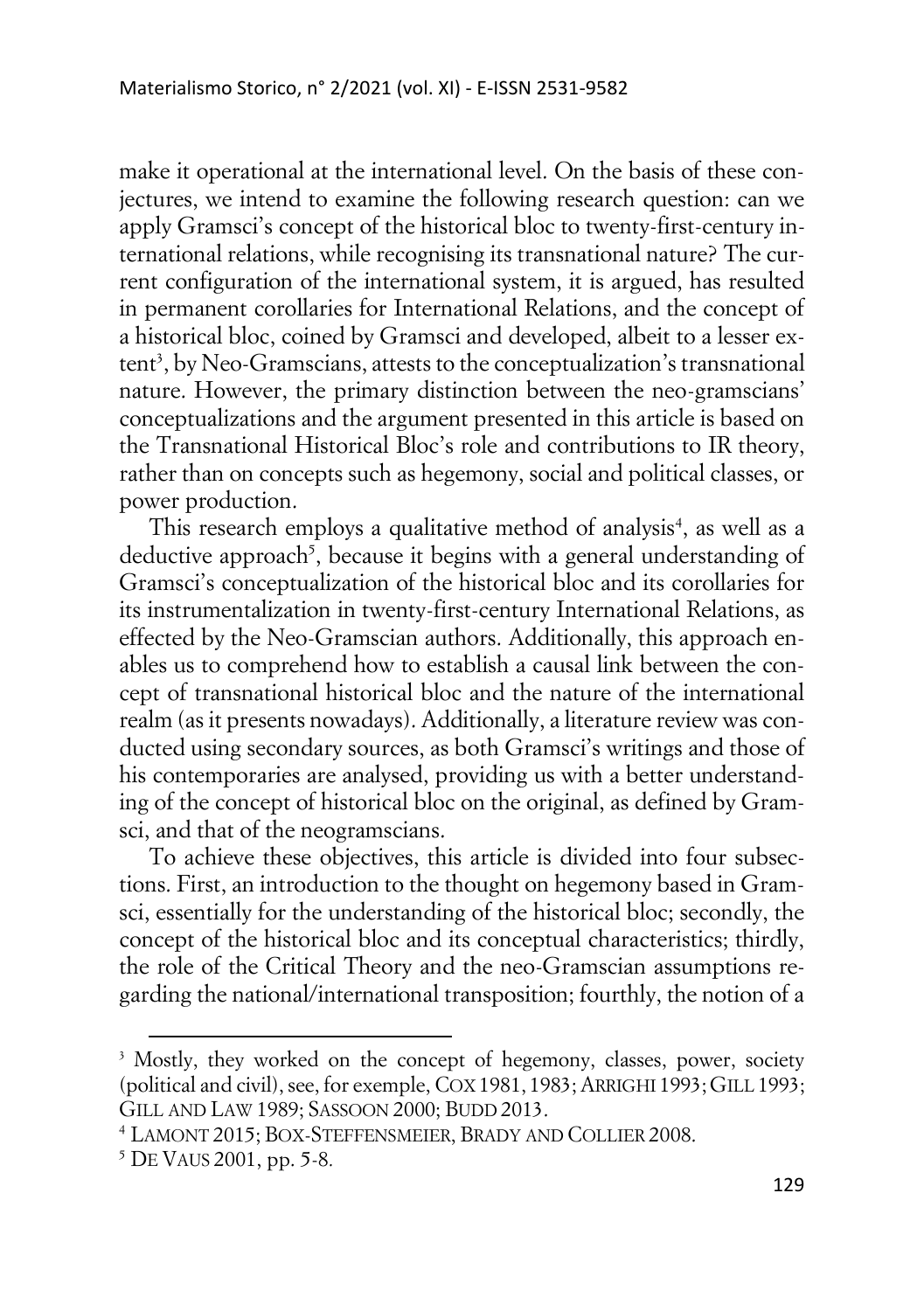make it operational at the international level. On the basis of these conjectures, we intend to examine the following research question: can we apply Gramsci's concept of the historical bloc to twenty-first-century international relations, while recognising its transnational nature? The current configuration of the international system, it is argued, has resulted in permanent corollaries for International Relations, and the concept of a historical bloc, coined by Gramsci and developed, albeit to a lesser extent[3], by Neo-Gramscians, attests to the conceptualization's transnational nature. However, the primary distinction between the neo-gramscians' conceptualizations and the argument presented in this article is based on the Transnational Historical Bloc's role and contributions to IR theory, rather than on concepts such as hegemony, social and political classes, or power production.

This research employs a qualitative method of analysis[4], as well as a deductive approach[5], because it begins with a general understanding of Gramsci's conceptualization of the historical bloc and its corollaries for its instrumentalization in twenty-first-century International Relations, as effected by the Neo-Gramscian authors. Additionally, this approach enables us to comprehend how to establish a causal link between the concept of transnational historical bloc and the nature of the international realm (as it presents nowadays). Additionally, a literature review was conducted using secondary sources, as both Gramsci's writings and those of his contemporaries are analysed, providing us with a better understanding of the concept of historical bloc on the original, as defined by Gramsci, and that of the neogramscians.

To achieve these objectives, this article is divided into four subsections. First, an introduction to the thought on hegemony based in Gramsci, essentially for the understanding of the historical bloc; secondly, the concept of the historical bloc and its conceptual characteristics; thirdly, the role of the Critical Theory and the neo-Gramscian assumptions regarding the national/international transposition; fourthly, the notion of a

---

[3] Mostly, they worked on the concept of hegemony, classes, power, society (political and civil), see, for exemple, COX 1981, 1983; ARRIGHI 1993; GILL 1993; GILL AND LAW 1989; SASSOON 2000; BUDD 2013.

[4] LAMONT 2015; BOX-STEFFENSMEIER, BRADY AND COLLIER 2008.

[5] DE VAUS 2001, pp. 5-8.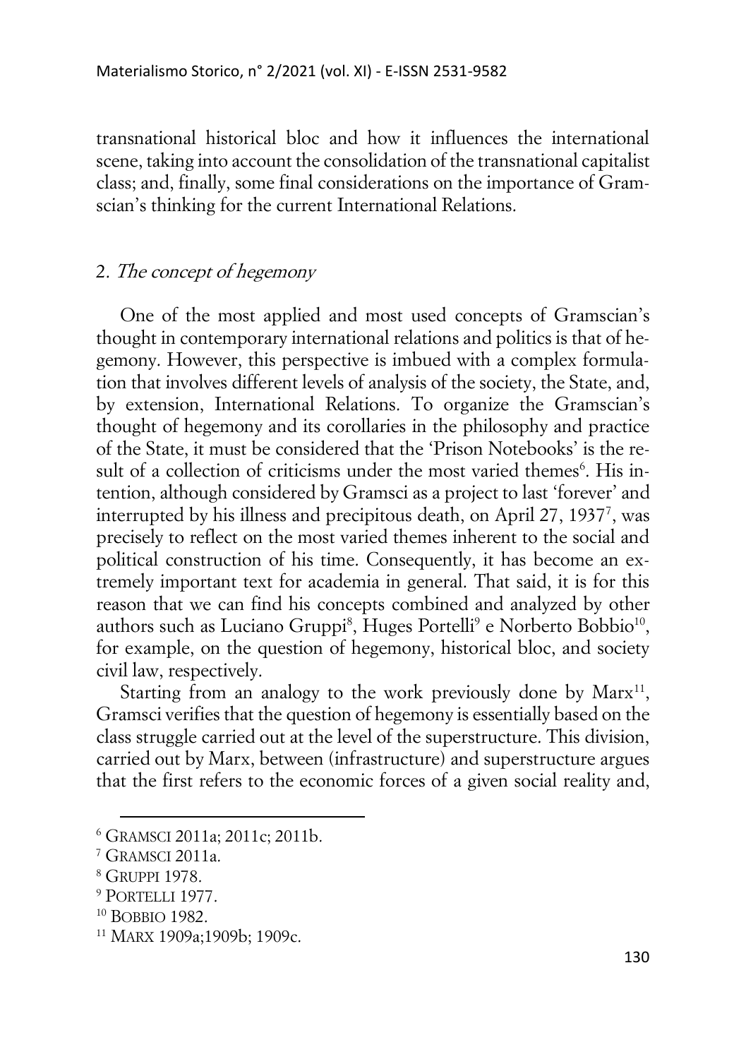transnational historical bloc and how it influences the international scene, taking into account the consolidation of the transnational capitalist class; and, finally, some final considerations on the importance of Gramscian's thinking for the current International Relations.

## 2. *The concept of hegemony*

One of the most applied and most used concepts of Gramscian's thought in contemporary international relations and politics is that of hegemony. However, this perspective is imbued with a complex formulation that involves different levels of analysis of the society, the State, and, by extension, International Relations. To organize the Gramscian's thought of hegemony and its corollaries in the philosophy and practice of the State, it must be considered that the 'Prison Notebooks' is the result of a collection of criticisms under the most varied themes[6]. His intention, although considered by Gramsci as a project to last 'forever' and interrupted by his illness and precipitous death, on April 27, 1937[7], was precisely to reflect on the most varied themes inherent to the social and political construction of his time. Consequently, it has become an extremely important text for academia in general. That said, it is for this reason that we can find his concepts combined and analyzed by other authors such as Luciano Gruppi[8], Huges Portelli[9] e Norberto Bobbio[10], for example, on the question of hegemony, historical bloc, and society civil law, respectively.

Starting from an analogy to the work previously done by Marx[11], Gramsci verifies that the question of hegemony is essentially based on the class struggle carried out at the level of the superstructure. This division, carried out by Marx, between (infrastructure) and superstructure argues that the first refers to the economic forces of a given social reality and,

---

[6] GRAMSCI 2011a; 2011c; 2011b.

[7] GRAMSCI 2011a.

[8] GRUPPI 1978.

[9] PORTELLI 1977.

[10] BOBBIO 1982.

[11] MARX 1909a;1909b; 1909c.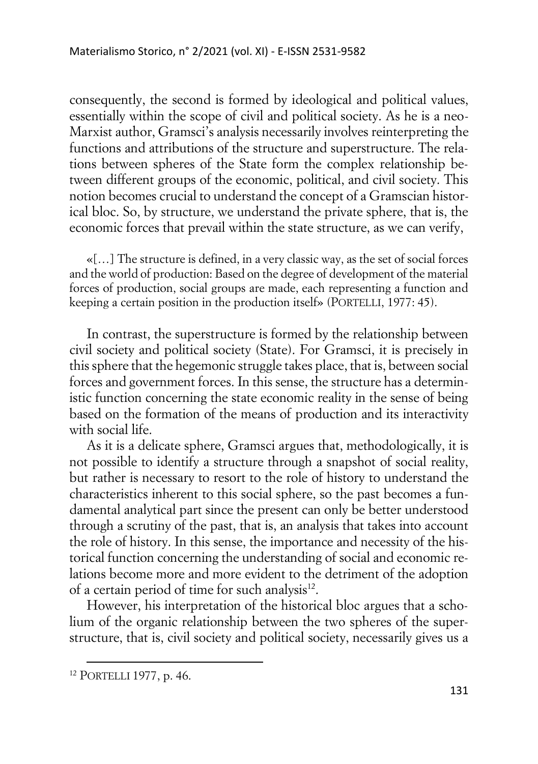consequently, the second is formed by ideological and political values, essentially within the scope of civil and political society. As he is a neo-Marxist author, Gramsci's analysis necessarily involves reinterpreting the functions and attributions of the structure and superstructure. The relations between spheres of the State form the complex relationship between different groups of the economic, political, and civil society. This notion becomes crucial to understand the concept of a Gramscian historical bloc. So, by structure, we understand the private sphere, that is, the economic forces that prevail within the state structure, as we can verify,

> «[…] The structure is defined, in a very classic way, as the set of social forces and the world of production: Based on the degree of development of the material forces of production, social groups are made, each representing a function and keeping a certain position in the production itself» (PORTELLI, 1977: 45).

In contrast, the superstructure is formed by the relationship between civil society and political society (State). For Gramsci, it is precisely in this sphere that the hegemonic struggle takes place, that is, between social forces and government forces. In this sense, the structure has a deterministic function concerning the state economic reality in the sense of being based on the formation of the means of production and its interactivity with social life.

As it is a delicate sphere, Gramsci argues that, methodologically, it is not possible to identify a structure through a snapshot of social reality, but rather is necessary to resort to the role of history to understand the characteristics inherent to this social sphere, so the past becomes a fundamental analytical part since the present can only be better understood through a scrutiny of the past, that is, an analysis that takes into account the role of history. In this sense, the importance and necessity of the historical function concerning the understanding of social and economic relations become more and more evident to the detriment of the adoption of a certain period of time for such analysis[12].

However, his interpretation of the historical bloc argues that a scholium of the organic relationship between the two spheres of the superstructure, that is, civil society and political society, necessarily gives us a

---

[12] PORTELLI 1977, p. 46.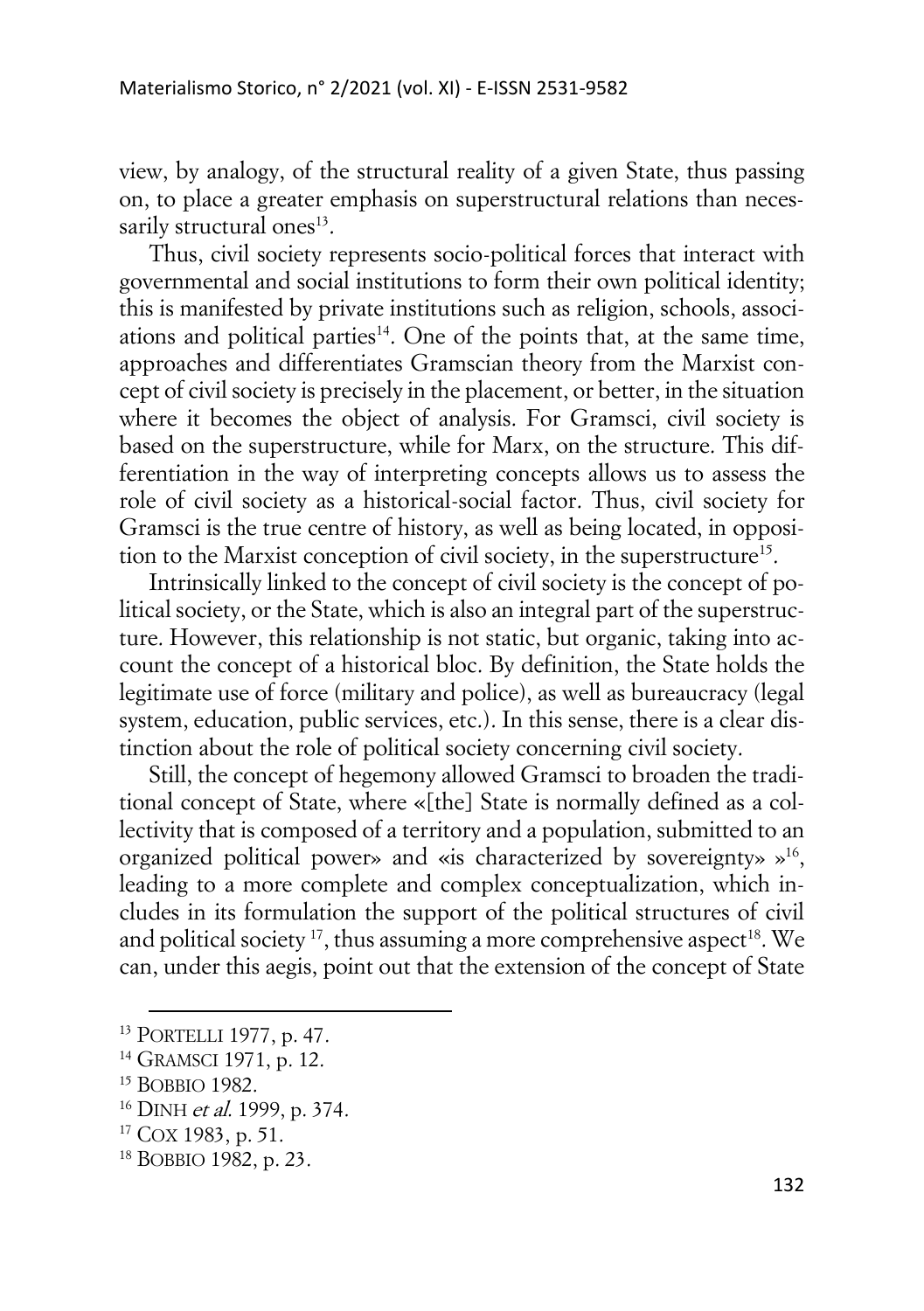view, by analogy, of the structural reality of a given State, thus passing on, to place a greater emphasis on superstructural relations than necessarily structural ones[13].

Thus, civil society represents socio-political forces that interact with governmental and social institutions to form their own political identity; this is manifested by private institutions such as religion, schools, associations and political parties[14]. One of the points that, at the same time, approaches and differentiates Gramscian theory from the Marxist concept of civil society is precisely in the placement, or better, in the situation where it becomes the object of analysis. For Gramsci, civil society is based on the superstructure, while for Marx, on the structure. This differentiation in the way of interpreting concepts allows us to assess the role of civil society as a historical-social factor. Thus, civil society for Gramsci is the true centre of history, as well as being located, in opposition to the Marxist conception of civil society, in the superstructure[15].

Intrinsically linked to the concept of civil society is the concept of political society, or the State, which is also an integral part of the superstructure. However, this relationship is not static, but organic, taking into account the concept of a historical bloc. By definition, the State holds the legitimate use of force (military and police), as well as bureaucracy (legal system, education, public services, etc.). In this sense, there is a clear distinction about the role of political society concerning civil society.

Still, the concept of hegemony allowed Gramsci to broaden the traditional concept of State, where «[the] State is normally defined as a collectivity that is composed of a territory and a population, submitted to an organized political power» and «is characterized by sovereignty» »[16], leading to a more complete and complex conceptualization, which includes in its formulation the support of the political structures of civil and political society [17], thus assuming a more comprehensive aspect[18]. We can, under this aegis, point out that the extension of the concept of State

[13] PORTELLI 1977, p. 47.

[14] GRAMSCI 1971, p. 12.

[15] BOBBIO 1982.

[16] DINH *et al.* 1999, p. 374.

[17] COX 1983, p. 51.

[18] BOBBIO 1982, p. 23.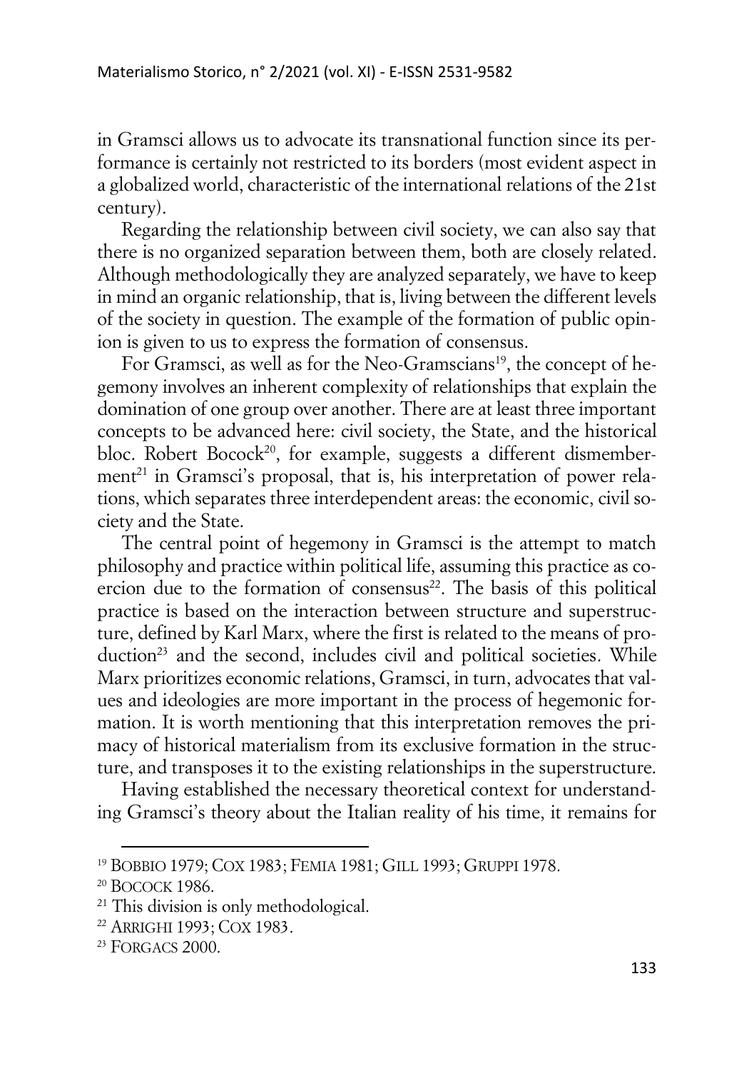in Gramsci allows us to advocate its transnational function since its performance is certainly not restricted to its borders (most evident aspect in a globalized world, characteristic of the international relations of the 21st century).

Regarding the relationship between civil society, we can also say that there is no organized separation between them, both are closely related. Although methodologically they are analyzed separately, we have to keep in mind an organic relationship, that is, living between the different levels of the society in question. The example of the formation of public opinion is given to us to express the formation of consensus.

For Gramsci, as well as for the Neo-Gramscians[19], the concept of hegemony involves an inherent complexity of relationships that explain the domination of one group over another. There are at least three important concepts to be advanced here: civil society, the State, and the historical bloc. Robert Bocock[20], for example, suggests a different dismemberment[21] in Gramsci's proposal, that is, his interpretation of power relations, which separates three interdependent areas: the economic, civil society and the State.

The central point of hegemony in Gramsci is the attempt to match philosophy and practice within political life, assuming this practice as coercion due to the formation of consensus[22]. The basis of this political practice is based on the interaction between structure and superstructure, defined by Karl Marx, where the first is related to the means of production[23] and the second, includes civil and political societies. While Marx prioritizes economic relations, Gramsci, in turn, advocates that values and ideologies are more important in the process of hegemonic formation. It is worth mentioning that this interpretation removes the primacy of historical materialism from its exclusive formation in the structure, and transposes it to the existing relationships in the superstructure.

Having established the necessary theoretical context for understanding Gramsci's theory about the Italian reality of his time, it remains for

---

[19] BOBBIO 1979; COX 1983; FEMIA 1981; GILL 1993; GRUPPI 1978.

[20] BOCOCK 1986.

[21] This division is only methodological.

[22] ARRIGHI 1993; COX 1983.

[23] FORGACS 2000.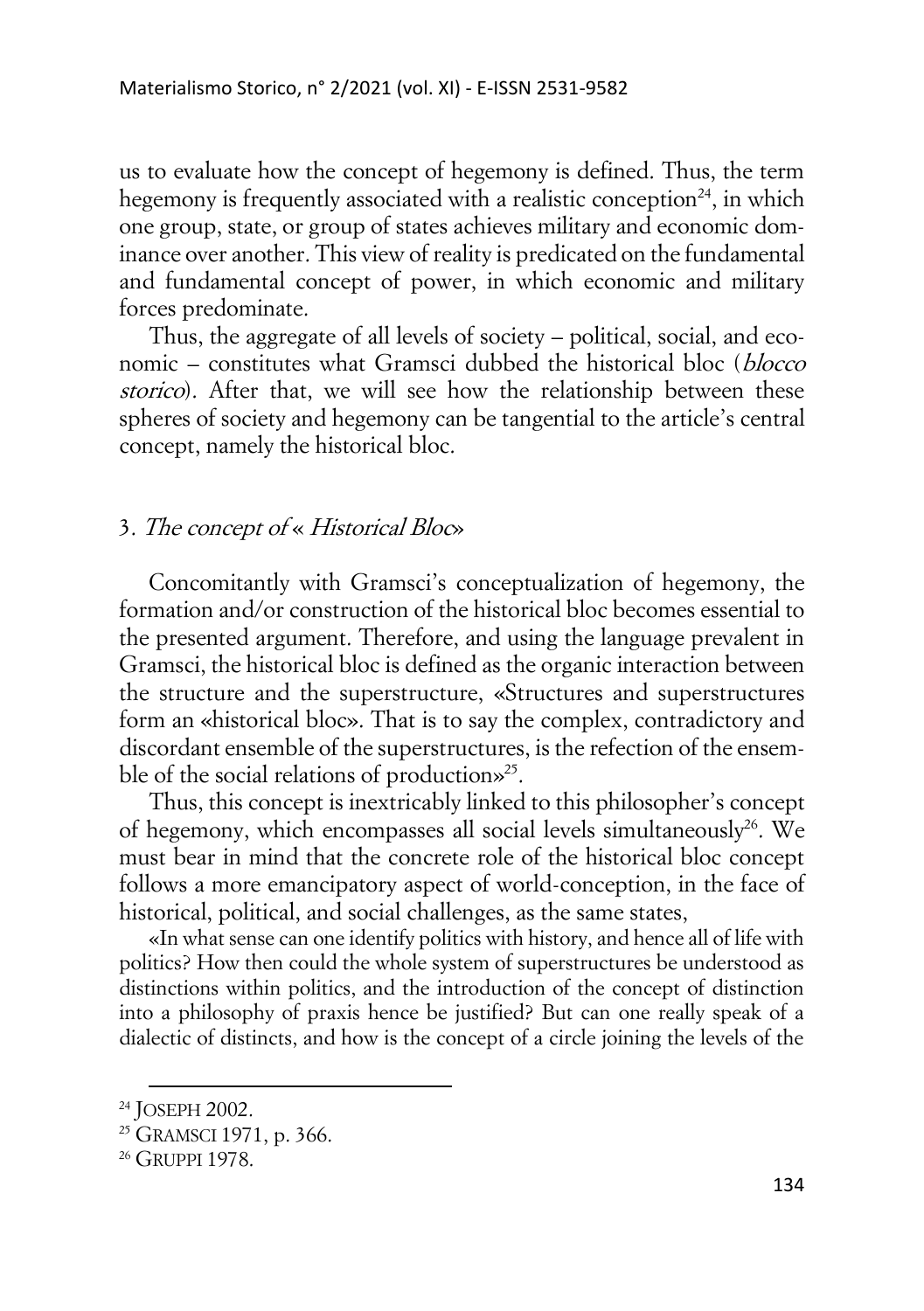us to evaluate how the concept of hegemony is defined. Thus, the term hegemony is frequently associated with a realistic conception[24], in which one group, state, or group of states achieves military and economic dominance over another. This view of reality is predicated on the fundamental and fundamental concept of power, in which economic and military forces predominate.

Thus, the aggregate of all levels of society – political, social, and economic – constitutes what Gramsci dubbed the historical bloc (*blocco storico*). After that, we will see how the relationship between these spheres of society and hegemony can be tangential to the article's central concept, namely the historical bloc.

## 3. *The concept of « Historical Bloc»*

Concomitantly with Gramsci's conceptualization of hegemony, the formation and/or construction of the historical bloc becomes essential to the presented argument. Therefore, and using the language prevalent in Gramsci, the historical bloc is defined as the organic interaction between the structure and the superstructure, «Structures and superstructures form an «historical bloc». That is to say the complex, contradictory and discordant ensemble of the superstructures, is the refection of the ensemble of the social relations of production»[25].

Thus, this concept is inextricably linked to this philosopher's concept of hegemony, which encompasses all social levels simultaneously[26]. We must bear in mind that the concrete role of the historical bloc concept follows a more emancipatory aspect of world-conception, in the face of historical, political, and social challenges, as the same states,

> «In what sense can one identify politics with history, and hence all of life with politics? How then could the whole system of superstructures be understood as distinctions within politics, and the introduction of the concept of distinction into a philosophy of praxis hence be justified? But can one really speak of a dialectic of distincts, and how is the concept of a circle joining the levels of the

---

[24] JOSEPH 2002.

[25] GRAMSCI 1971, p. 366.

[26] GRUPPI 1978.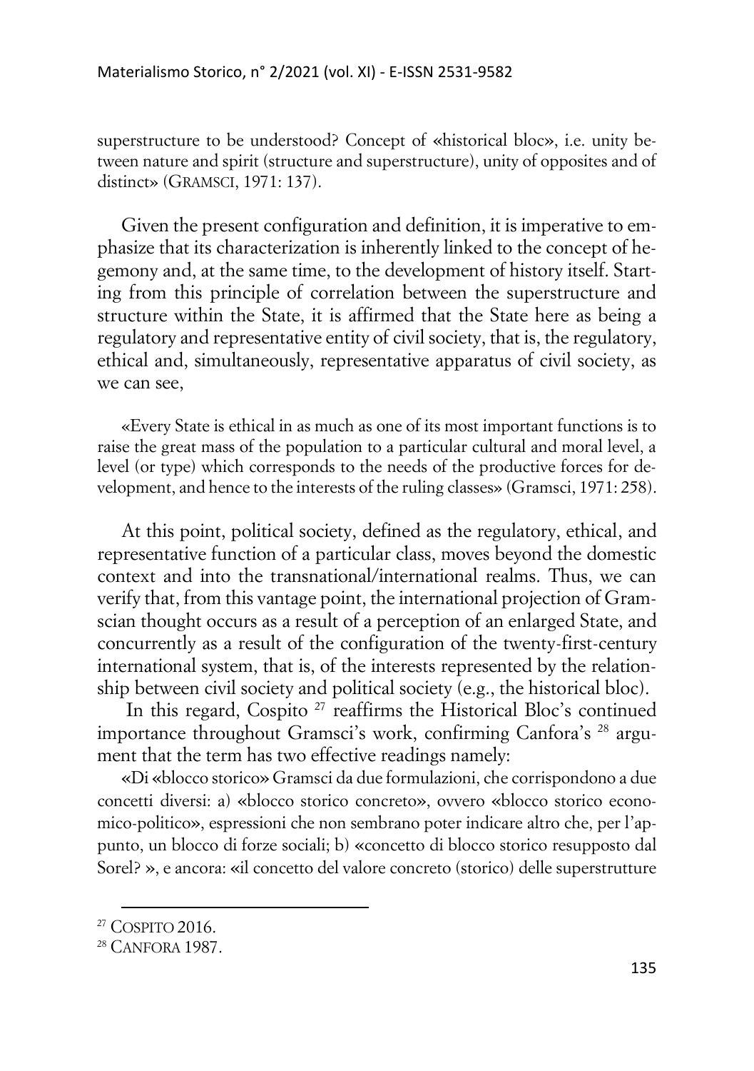superstructure to be understood? Concept of «historical bloc», i.e. unity between nature and spirit (structure and superstructure), unity of opposites and of distinct» (GRAMSCI, 1971: 137).

Given the present configuration and definition, it is imperative to emphasize that its characterization is inherently linked to the concept of hegemony and, at the same time, to the development of history itself. Starting from this principle of correlation between the superstructure and structure within the State, it is affirmed that the State here as being a regulatory and representative entity of civil society, that is, the regulatory, ethical and, simultaneously, representative apparatus of civil society, as we can see,

> «Every State is ethical in as much as one of its most important functions is to raise the great mass of the population to a particular cultural and moral level, a level (or type) which corresponds to the needs of the productive forces for development, and hence to the interests of the ruling classes» (Gramsci, 1971: 258).

At this point, political society, defined as the regulatory, ethical, and representative function of a particular class, moves beyond the domestic context and into the transnational/international realms. Thus, we can verify that, from this vantage point, the international projection of Gramscian thought occurs as a result of a perception of an enlarged State, and concurrently as a result of the configuration of the twenty-first-century international system, that is, of the interests represented by the relationship between civil society and political society (e.g., the historical bloc).

In this regard, Cospito [27] reaffirms the Historical Bloc's continued importance throughout Gramsci's work, confirming Canfora's [28] argument that the term has two effective readings namely:

> «Di «blocco storico» Gramsci da due formulazioni, che corrispondono a due concetti diversi: a) «blocco storico concreto», ovvero «blocco storico economico-politico», espressioni che non sembrano poter indicare altro che, per l'appunto, un blocco di forze sociali; b) «concetto di blocco storico resupposto dal Sorel? », e ancora: «il concetto del valore concreto (storico) delle superstrutture

---

[27] COSPITO 2016.

[28] CANFORA 1987.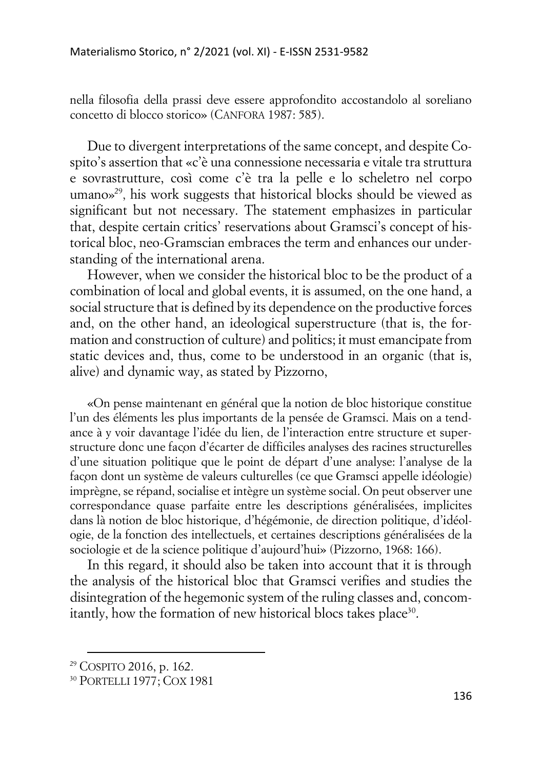nella filosofia della prassi deve essere approfondito accostandolo al soreliano concetto di blocco storico» (CANFORA 1987: 585).

Due to divergent interpretations of the same concept, and despite Cospito's assertion that «c'è una connessione necessaria e vitale tra struttura e sovrastrutture, così come c'è tra la pelle e lo scheletro nel corpo umano»[29], his work suggests that historical blocks should be viewed as significant but not necessary. The statement emphasizes in particular that, despite certain critics' reservations about Gramsci's concept of historical bloc, neo-Gramscian embraces the term and enhances our understanding of the international arena.

However, when we consider the historical bloc to be the product of a combination of local and global events, it is assumed, on the one hand, a social structure that is defined by its dependence on the productive forces and, on the other hand, an ideological superstructure (that is, the formation and construction of culture) and politics; it must emancipate from static devices and, thus, come to be understood in an organic (that is, alive) and dynamic way, as stated by Pizzorno,

> «On pense maintenant en général que la notion de bloc historique constitue l'un des éléments les plus importants de la pensée de Gramsci. Mais on a tendance à y voir davantage l'idée du lien, de l'interaction entre structure et superstructure donc une façon d'écarter de difficiles analyses des racines structurelles d'une situation politique que le point de départ d'une analyse: l'analyse de la façon dont un système de valeurs culturelles (ce que Gramsci appelle idéologie) imprègne, se répand, socialise et intègre un système social. On peut observer une correspondance quase parfaite entre les descriptions généralisées, implicites dans là notion de bloc historique, d'hégémonie, de direction politique, d'idéologie, de la fonction des intellectuels, et certaines descriptions généralisées de la sociologie et de la science politique d'aujourd'hui» (Pizzorno, 1968: 166).

In this regard, it should also be taken into account that it is through the analysis of the historical bloc that Gramsci verifies and studies the disintegration of the hegemonic system of the ruling classes and, concomitantly, how the formation of new historical blocs takes place[30].

---

[29] COSPITO 2016, p. 162.

[30] PORTELLI 1977; COX 1981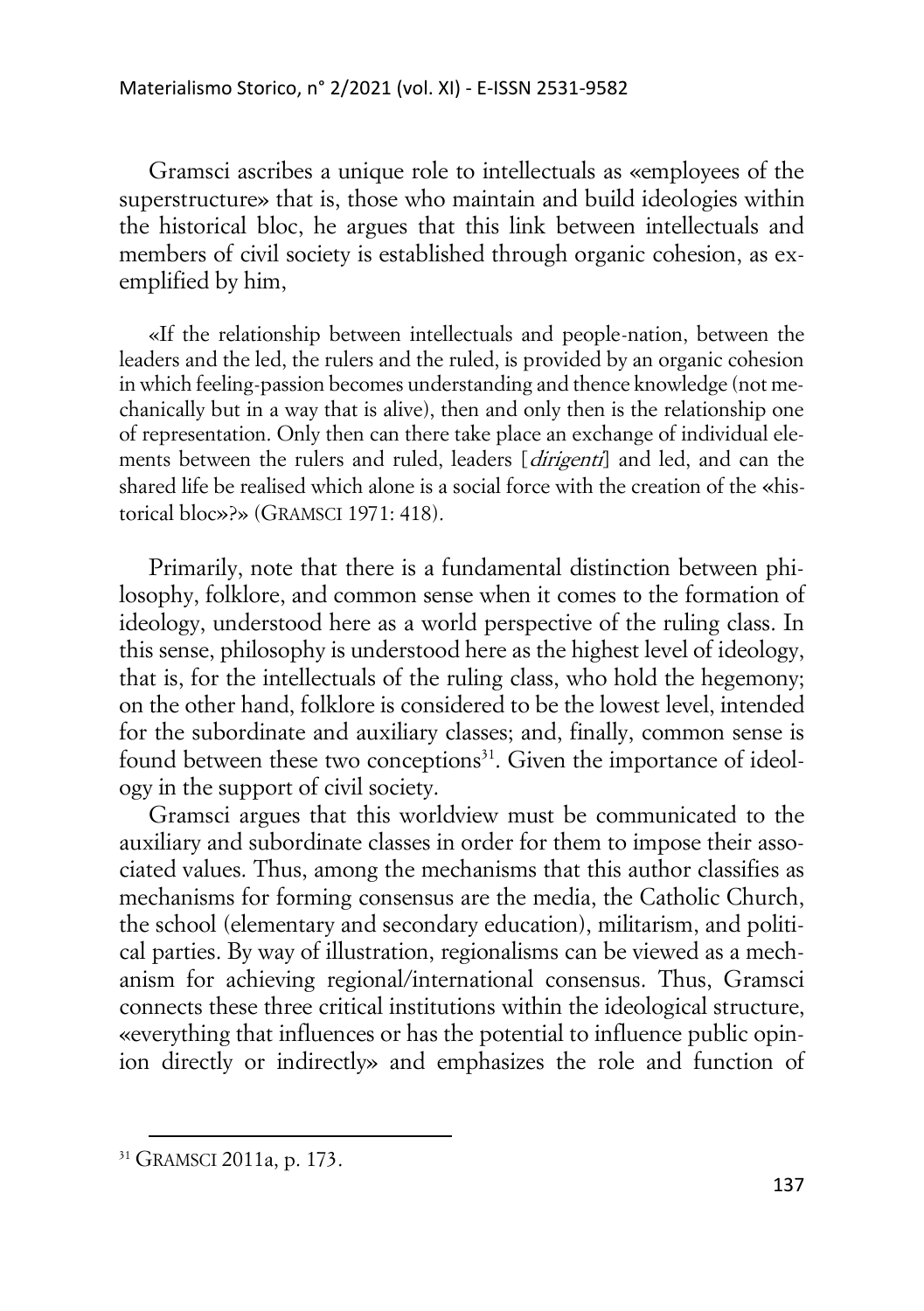Gramsci ascribes a unique role to intellectuals as «employees of the superstructure» that is, those who maintain and build ideologies within the historical bloc, he argues that this link between intellectuals and members of civil society is established through organic cohesion, as exemplified by him,

> «If the relationship between intellectuals and people-nation, between the leaders and the led, the rulers and the ruled, is provided by an organic cohesion in which feeling-passion becomes understanding and thence knowledge (not mechanically but in a way that is alive), then and only then is the relationship one of representation. Only then can there take place an exchange of individual elements between the rulers and ruled, leaders [*dirigenti*] and led, and can the shared life be realised which alone is a social force with the creation of the «historical bloc»?» (GRAMSCI 1971: 418).

Primarily, note that there is a fundamental distinction between philosophy, folklore, and common sense when it comes to the formation of ideology, understood here as a world perspective of the ruling class. In this sense, philosophy is understood here as the highest level of ideology, that is, for the intellectuals of the ruling class, who hold the hegemony; on the other hand, folklore is considered to be the lowest level, intended for the subordinate and auxiliary classes; and, finally, common sense is found between these two conceptions[31]. Given the importance of ideology in the support of civil society.

Gramsci argues that this worldview must be communicated to the auxiliary and subordinate classes in order for them to impose their associated values. Thus, among the mechanisms that this author classifies as mechanisms for forming consensus are the media, the Catholic Church, the school (elementary and secondary education), militarism, and political parties. By way of illustration, regionalisms can be viewed as a mechanism for achieving regional/international consensus. Thus, Gramsci connects these three critical institutions within the ideological structure, «everything that influences or has the potential to influence public opinion directly or indirectly» and emphasizes the role and function of

[31] GRAMSCI 2011a, p. 173.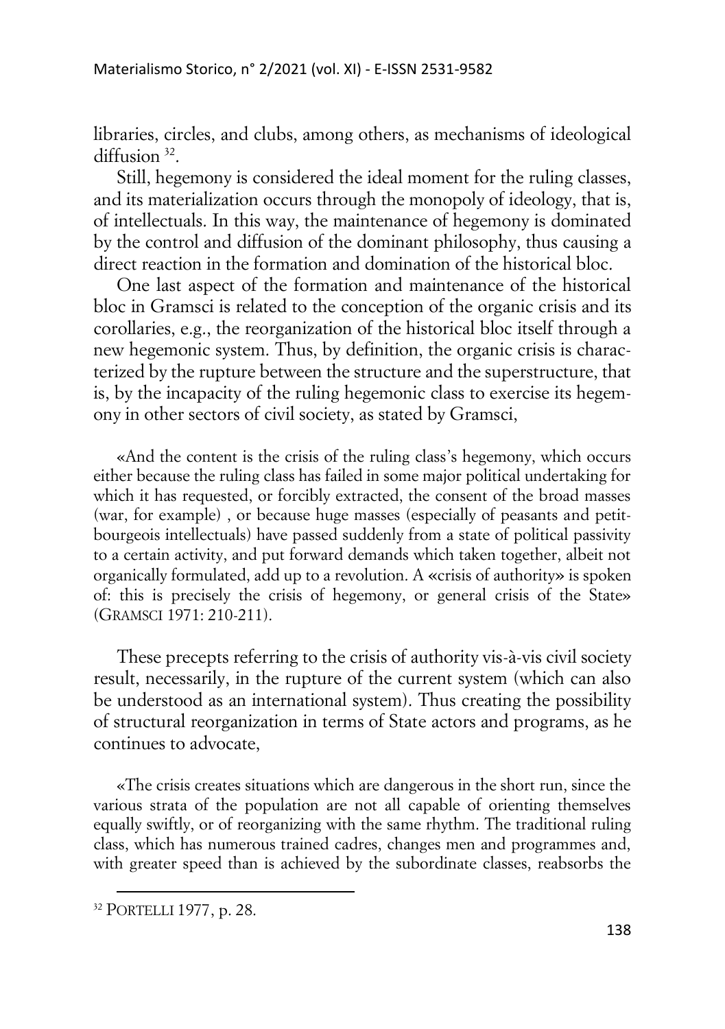libraries, circles, and clubs, among others, as mechanisms of ideological diffusion [32].

Still, hegemony is considered the ideal moment for the ruling classes, and its materialization occurs through the monopoly of ideology, that is, of intellectuals. In this way, the maintenance of hegemony is dominated by the control and diffusion of the dominant philosophy, thus causing a direct reaction in the formation and domination of the historical bloc.

One last aspect of the formation and maintenance of the historical bloc in Gramsci is related to the conception of the organic crisis and its corollaries, e.g., the reorganization of the historical bloc itself through a new hegemonic system. Thus, by definition, the organic crisis is characterized by the rupture between the structure and the superstructure, that is, by the incapacity of the ruling hegemonic class to exercise its hegemony in other sectors of civil society, as stated by Gramsci,

> «And the content is the crisis of the ruling class's hegemony, which occurs either because the ruling class has failed in some major political undertaking for which it has requested, or forcibly extracted, the consent of the broad masses (war, for example) , or because huge masses (especially of peasants and petit-bourgeois intellectuals) have passed suddenly from a state of political passivity to a certain activity, and put forward demands which taken together, albeit not organically formulated, add up to a revolution. A «crisis of authority» is spoken of: this is precisely the crisis of hegemony, or general crisis of the State» (GRAMSCI 1971: 210-211).

These precepts referring to the crisis of authority vis-à-vis civil society result, necessarily, in the rupture of the current system (which can also be understood as an international system). Thus creating the possibility of structural reorganization in terms of State actors and programs, as he continues to advocate,

> «The crisis creates situations which are dangerous in the short run, since the various strata of the population are not all capable of orienting themselves equally swiftly, or of reorganizing with the same rhythm. The traditional ruling class, which has numerous trained cadres, changes men and programmes and, with greater speed than is achieved by the subordinate classes, reabsorbs the

[32] PORTELLI 1977, p. 28.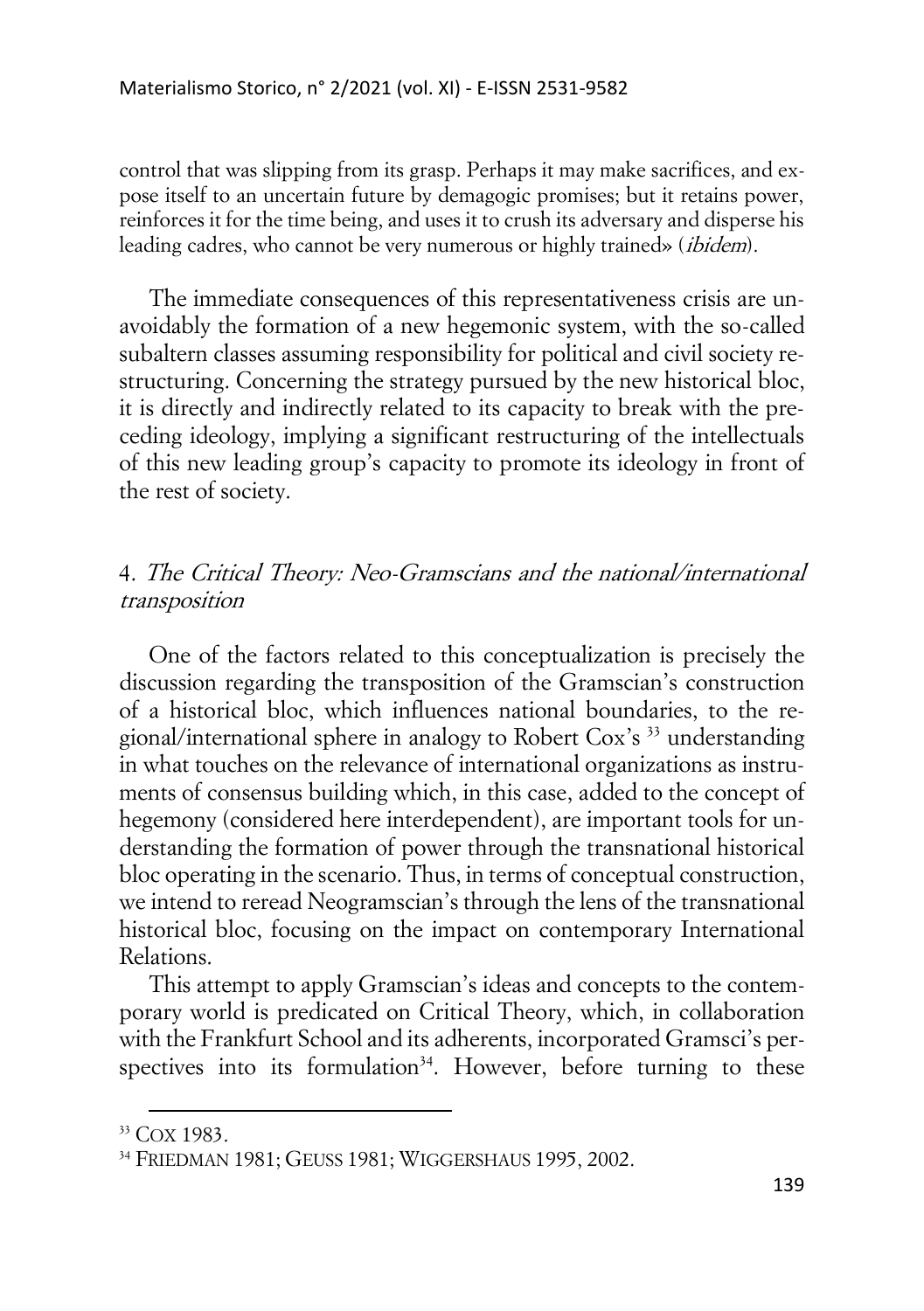control that was slipping from its grasp. Perhaps it may make sacrifices, and expose itself to an uncertain future by demagogic promises; but it retains power, reinforces it for the time being, and uses it to crush its adversary and disperse his leading cadres, who cannot be very numerous or highly trained» (*ibidem*).

The immediate consequences of this representativeness crisis are unavoidably the formation of a new hegemonic system, with the so-called subaltern classes assuming responsibility for political and civil society restructuring. Concerning the strategy pursued by the new historical bloc, it is directly and indirectly related to its capacity to break with the preceding ideology, implying a significant restructuring of the intellectuals of this new leading group's capacity to promote its ideology in front of the rest of society.

## 4. *The Critical Theory: Neo-Gramscians and the national/international transposition*

One of the factors related to this conceptualization is precisely the discussion regarding the transposition of the Gramscian's construction of a historical bloc, which influences national boundaries, to the regional/international sphere in analogy to Robert Cox's [33] understanding in what touches on the relevance of international organizations as instruments of consensus building which, in this case, added to the concept of hegemony (considered here interdependent), are important tools for understanding the formation of power through the transnational historical bloc operating in the scenario. Thus, in terms of conceptual construction, we intend to reread Neogramscian's through the lens of the transnational historical bloc, focusing on the impact on contemporary International Relations.

This attempt to apply Gramscian's ideas and concepts to the contemporary world is predicated on Critical Theory, which, in collaboration with the Frankfurt School and its adherents, incorporated Gramsci's perspectives into its formulation[34]. However, before turning to these

---

[33] COX 1983.

[34] FRIEDMAN 1981; GEUSS 1981; WIGGERSHAUS 1995, 2002.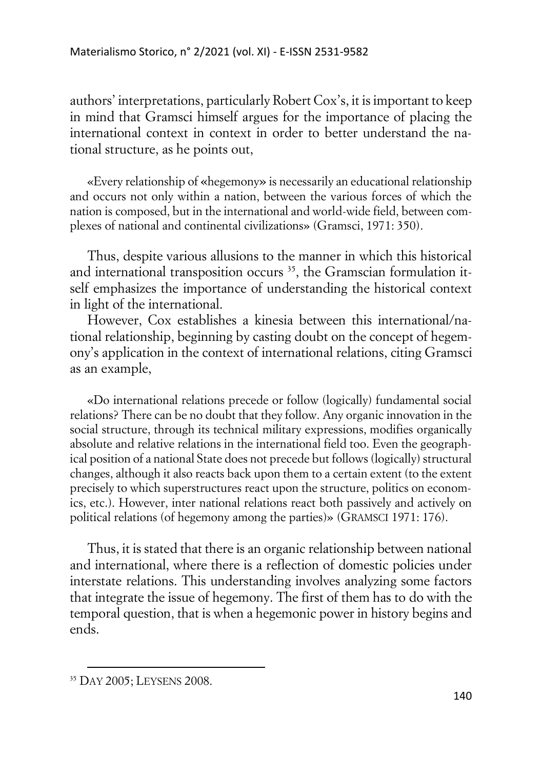authors' interpretations, particularly Robert Cox's, it is important to keep in mind that Gramsci himself argues for the importance of placing the international context in context in order to better understand the national structure, as he points out,

> «Every relationship of «hegemony» is necessarily an educational relationship and occurs not only within a nation, between the various forces of which the nation is composed, but in the international and world-wide field, between complexes of national and continental civilizations» (Gramsci, 1971: 350).

Thus, despite various allusions to the manner in which this historical and international transposition occurs [35], the Gramscian formulation itself emphasizes the importance of understanding the historical context in light of the international.

However, Cox establishes a kinesia between this international/national relationship, beginning by casting doubt on the concept of hegemony's application in the context of international relations, citing Gramsci as an example,

> «Do international relations precede or follow (logically) fundamental social relations? There can be no doubt that they follow. Any organic innovation in the social structure, through its technical military expressions, modifies organically absolute and relative relations in the international field too. Even the geographical position of a national State does not precede but follows (logically) structural changes, although it also reacts back upon them to a certain extent (to the extent precisely to which superstructures react upon the structure, politics on economics, etc.). However, inter national relations react both passively and actively on political relations (of hegemony among the parties)» (GRAMSCI 1971: 176).

Thus, it is stated that there is an organic relationship between national and international, where there is a reflection of domestic policies under interstate relations. This understanding involves analyzing some factors that integrate the issue of hegemony. The first of them has to do with the temporal question, that is when a hegemonic power in history begins and ends.

---

[35] DAY 2005; LEYSENS 2008.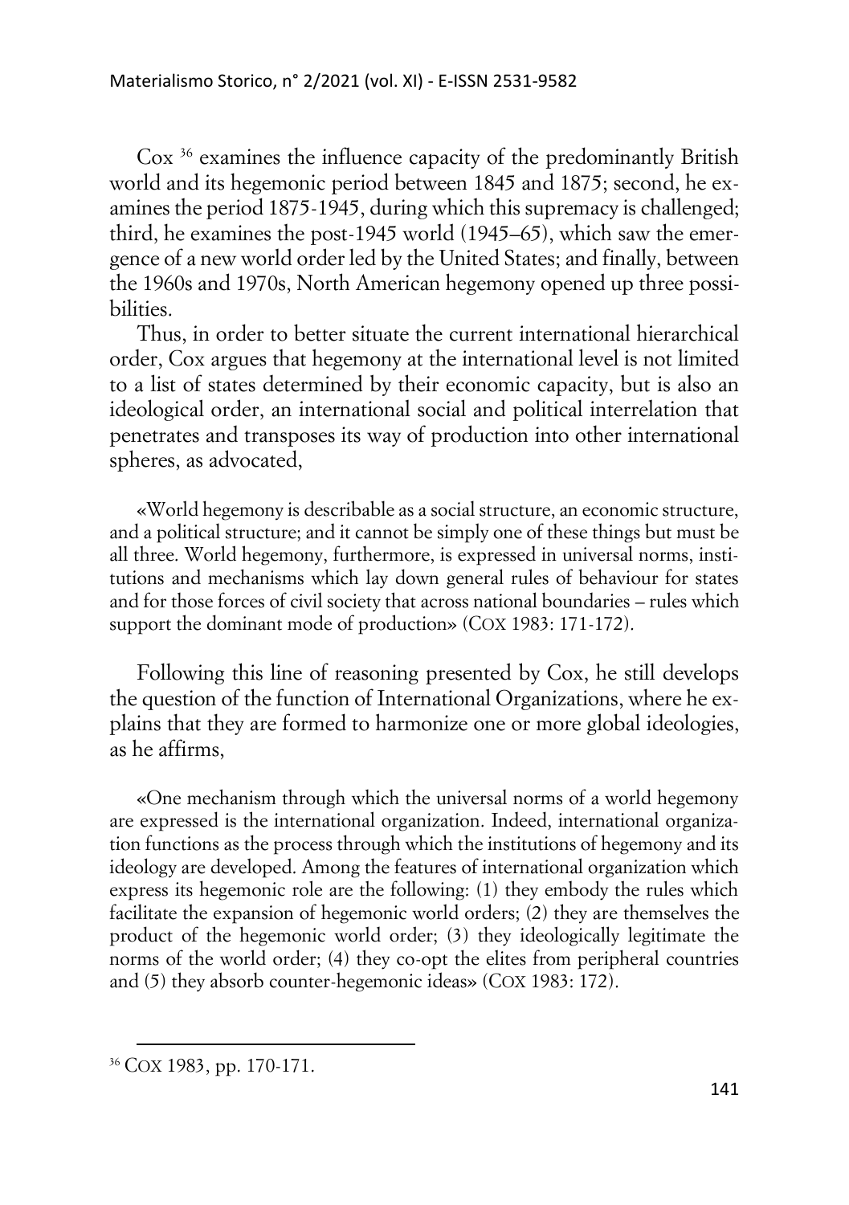Cox [36] examines the influence capacity of the predominantly British world and its hegemonic period between 1845 and 1875; second, he examines the period 1875-1945, during which this supremacy is challenged; third, he examines the post-1945 world (1945–65), which saw the emergence of a new world order led by the United States; and finally, between the 1960s and 1970s, North American hegemony opened up three possibilities.

Thus, in order to better situate the current international hierarchical order, Cox argues that hegemony at the international level is not limited to a list of states determined by their economic capacity, but is also an ideological order, an international social and political interrelation that penetrates and transposes its way of production into other international spheres, as advocated,

> «World hegemony is describable as a social structure, an economic structure, and a political structure; and it cannot be simply one of these things but must be all three. World hegemony, furthermore, is expressed in universal norms, institutions and mechanisms which lay down general rules of behaviour for states and for those forces of civil society that across national boundaries – rules which support the dominant mode of production» (COX 1983: 171-172).

Following this line of reasoning presented by Cox, he still develops the question of the function of International Organizations, where he explains that they are formed to harmonize one or more global ideologies, as he affirms,

> «One mechanism through which the universal norms of a world hegemony are expressed is the international organization. Indeed, international organization functions as the process through which the institutions of hegemony and its ideology are developed. Among the features of international organization which express its hegemonic role are the following: (1) they embody the rules which facilitate the expansion of hegemonic world orders; (2) they are themselves the product of the hegemonic world order; (3) they ideologically legitimate the norms of the world order; (4) they co-opt the elites from peripheral countries and (5) they absorb counter-hegemonic ideas» (COX 1983: 172).

---

[36] COX 1983, pp. 170-171.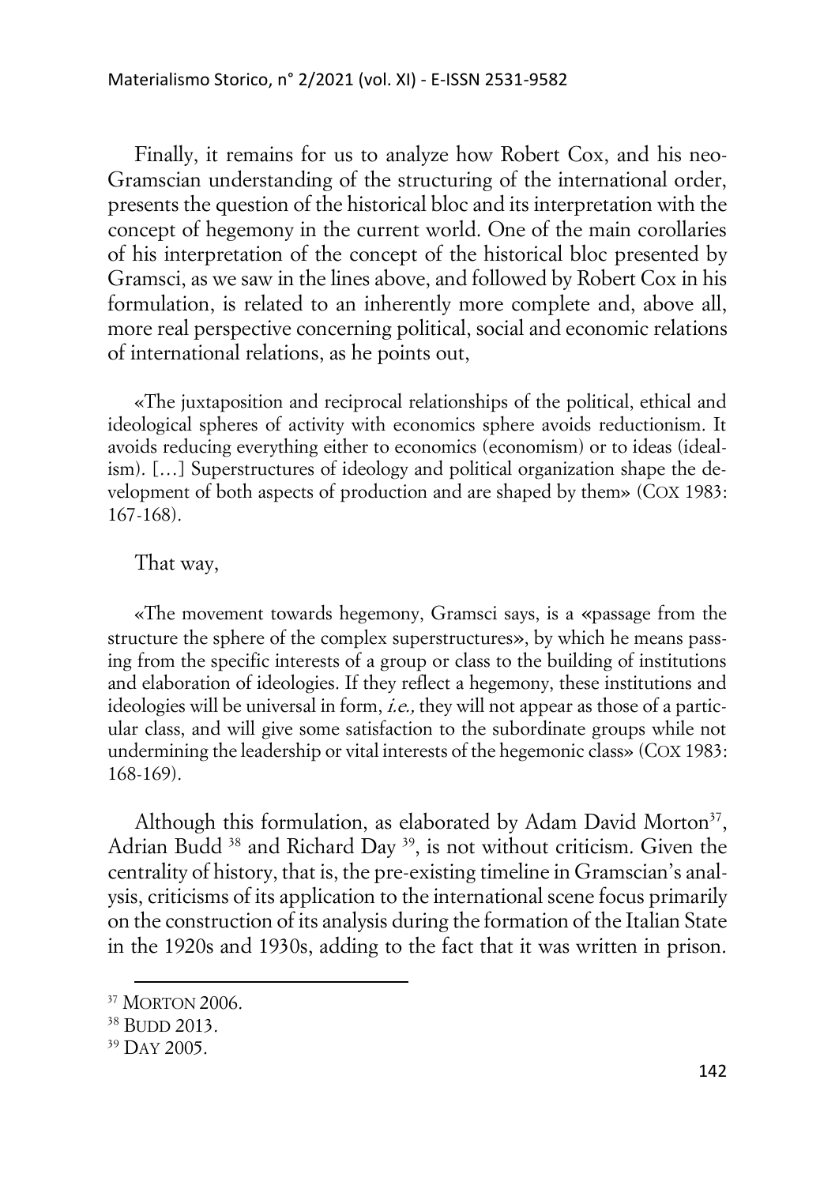Finally, it remains for us to analyze how Robert Cox, and his neo-Gramscian understanding of the structuring of the international order, presents the question of the historical bloc and its interpretation with the concept of hegemony in the current world. One of the main corollaries of his interpretation of the concept of the historical bloc presented by Gramsci, as we saw in the lines above, and followed by Robert Cox in his formulation, is related to an inherently more complete and, above all, more real perspective concerning political, social and economic relations of international relations, as he points out,

> «The juxtaposition and reciprocal relationships of the political, ethical and ideological spheres of activity with economics sphere avoids reductionism. It avoids reducing everything either to economics (economism) or to ideas (idealism). […] Superstructures of ideology and political organization shape the development of both aspects of production and are shaped by them» (COX 1983: 167-168).

That way,

> «The movement towards hegemony, Gramsci says, is a «passage from the structure the sphere of the complex superstructures», by which he means passing from the specific interests of a group or class to the building of institutions and elaboration of ideologies. If they reflect a hegemony, these institutions and ideologies will be universal in form, *i.e.,* they will not appear as those of a particular class, and will give some satisfaction to the subordinate groups while not undermining the leadership or vital interests of the hegemonic class» (COX 1983: 168-169).

Although this formulation, as elaborated by Adam David Morton[37], Adrian Budd[38] and Richard Day[39], is not without criticism. Given the centrality of history, that is, the pre-existing timeline in Gramscian's analysis, criticisms of its application to the international scene focus primarily on the construction of its analysis during the formation of the Italian State in the 1920s and 1930s, adding to the fact that it was written in prison.

---

[37] MORTON 2006.

[38] BUDD 2013.

[39] DAY 2005.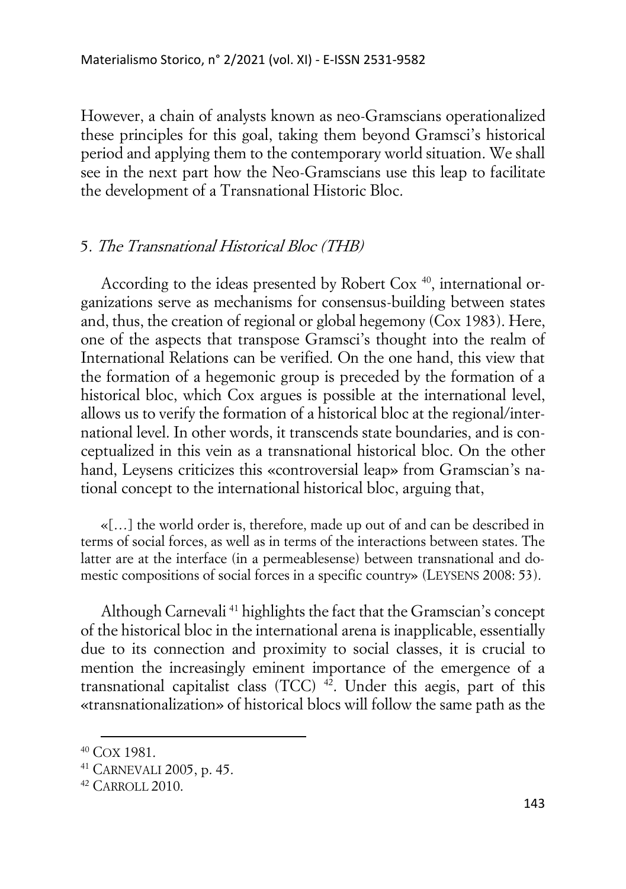However, a chain of analysts known as neo-Gramscians operationalized these principles for this goal, taking them beyond Gramsci's historical period and applying them to the contemporary world situation. We shall see in the next part how the Neo-Gramscians use this leap to facilitate the development of a Transnational Historic Bloc.

## 5. *The Transnational Historical Bloc (THB)*

According to the ideas presented by Robert Cox [40], international organizations serve as mechanisms for consensus-building between states and, thus, the creation of regional or global hegemony (Cox 1983). Here, one of the aspects that transpose Gramsci's thought into the realm of International Relations can be verified. On the one hand, this view that the formation of a hegemonic group is preceded by the formation of a historical bloc, which Cox argues is possible at the international level, allows us to verify the formation of a historical bloc at the regional/international level. In other words, it transcends state boundaries, and is conceptualized in this vein as a transnational historical bloc. On the other hand, Leysens criticizes this «controversial leap» from Gramscian's national concept to the international historical bloc, arguing that,

> «[…] the world order is, therefore, made up out of and can be described in terms of social forces, as well as in terms of the interactions between states. The latter are at the interface (in a permeablesense) between transnational and domestic compositions of social forces in a specific country» (LEYSENS 2008: 53).

Although Carnevali [41] highlights the fact that the Gramscian's concept of the historical bloc in the international arena is inapplicable, essentially due to its connection and proximity to social classes, it is crucial to mention the increasingly eminent importance of the emergence of a transnational capitalist class (TCC) [42]. Under this aegis, part of this «transnationalization» of historical blocs will follow the same path as the

[40] COX 1981.

[41] CARNEVALI 2005, p. 45.

[42] CARROLL 2010.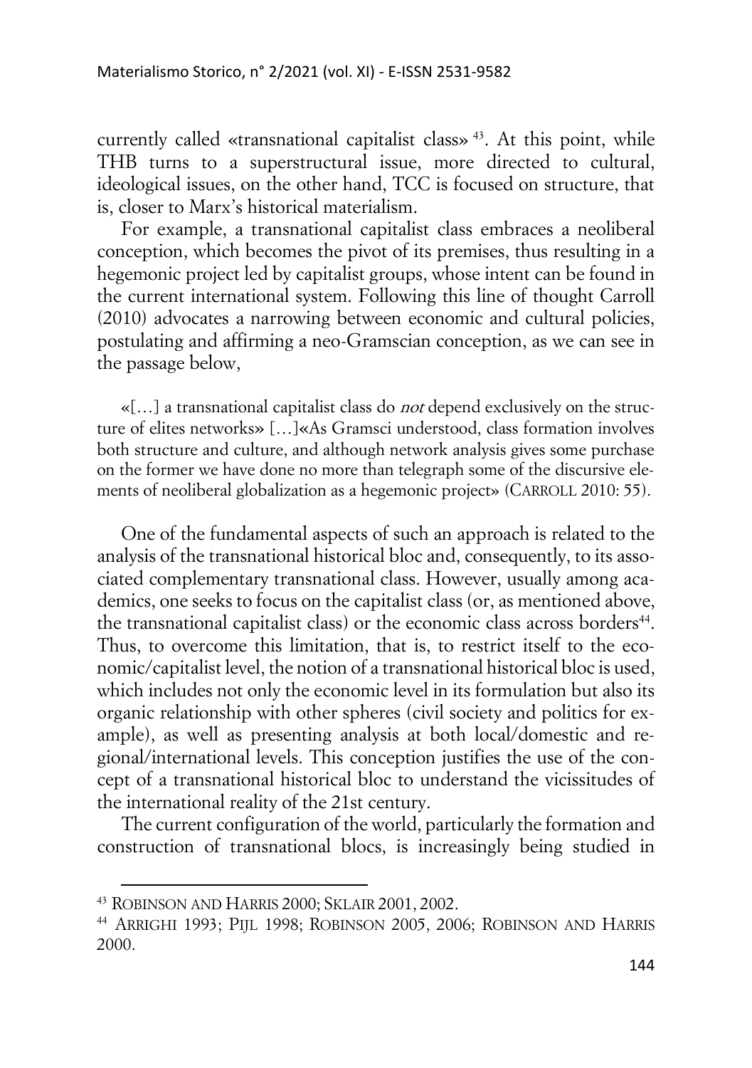currently called «transnational capitalist class» [43]. At this point, while THB turns to a superstructural issue, more directed to cultural, ideological issues, on the other hand, TCC is focused on structure, that is, closer to Marx's historical materialism.

For example, a transnational capitalist class embraces a neoliberal conception, which becomes the pivot of its premises, thus resulting in a hegemonic project led by capitalist groups, whose intent can be found in the current international system. Following this line of thought Carroll (2010) advocates a narrowing between economic and cultural policies, postulating and affirming a neo-Gramscian conception, as we can see in the passage below,

> «[…] a transnational capitalist class do *not* depend exclusively on the structure of elites networks» […]«As Gramsci understood, class formation involves both structure and culture, and although network analysis gives some purchase on the former we have done no more than telegraph some of the discursive elements of neoliberal globalization as a hegemonic project» (CARROLL 2010: 55).

One of the fundamental aspects of such an approach is related to the analysis of the transnational historical bloc and, consequently, to its associated complementary transnational class. However, usually among academics, one seeks to focus on the capitalist class (or, as mentioned above, the transnational capitalist class) or the economic class across borders[44]. Thus, to overcome this limitation, that is, to restrict itself to the economic/capitalist level, the notion of a transnational historical bloc is used, which includes not only the economic level in its formulation but also its organic relationship with other spheres (civil society and politics for example), as well as presenting analysis at both local/domestic and regional/international levels. This conception justifies the use of the concept of a transnational historical bloc to understand the vicissitudes of the international reality of the 21st century.

The current configuration of the world, particularly the formation and construction of transnational blocs, is increasingly being studied in

---

[43] ROBINSON AND HARRIS 2000; SKLAIR 2001, 2002.

[44] ARRIGHI 1993; PIJL 1998; ROBINSON 2005, 2006; ROBINSON AND HARRIS 2000.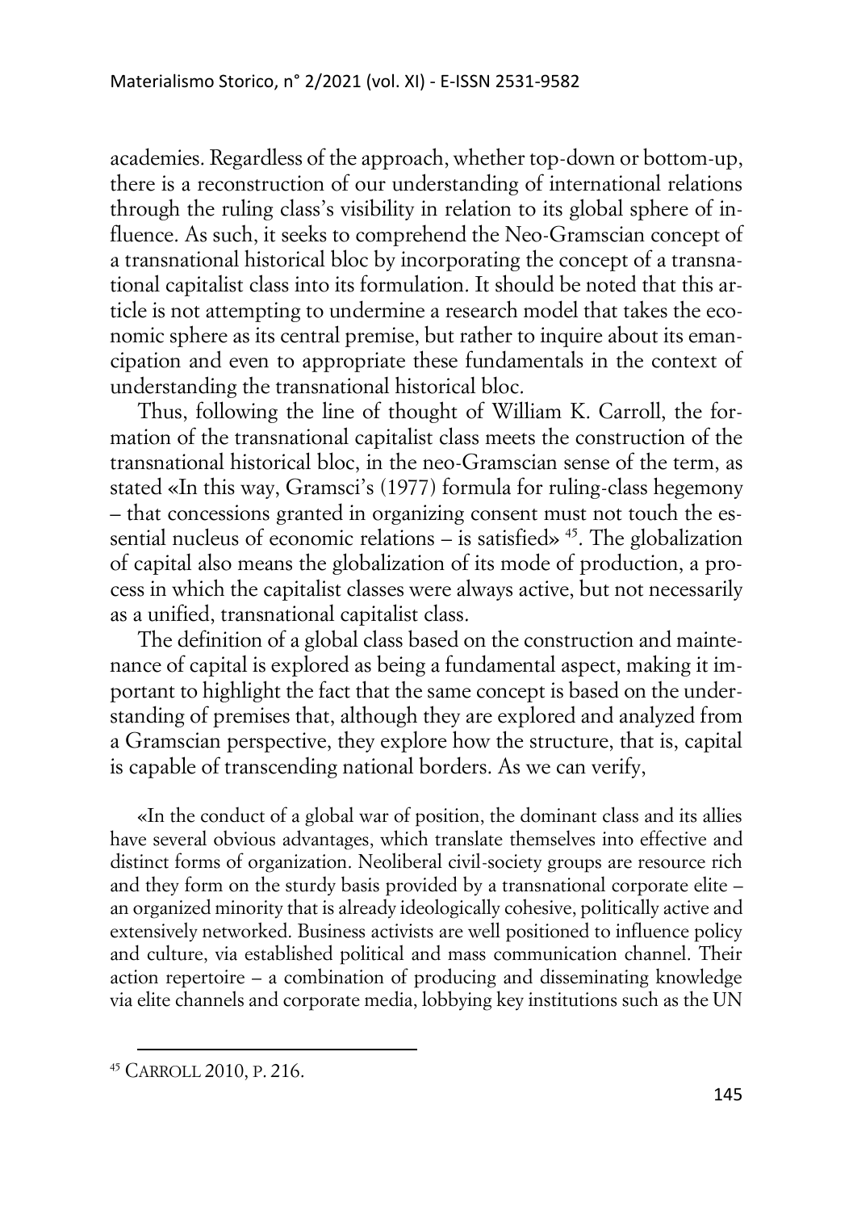academies. Regardless of the approach, whether top-down or bottom-up, there is a reconstruction of our understanding of international relations through the ruling class's visibility in relation to its global sphere of influence. As such, it seeks to comprehend the Neo-Gramscian concept of a transnational historical bloc by incorporating the concept of a transnational capitalist class into its formulation. It should be noted that this article is not attempting to undermine a research model that takes the economic sphere as its central premise, but rather to inquire about its emancipation and even to appropriate these fundamentals in the context of understanding the transnational historical bloc.

Thus, following the line of thought of William K. Carroll, the formation of the transnational capitalist class meets the construction of the transnational historical bloc, in the neo-Gramscian sense of the term, as stated «In this way, Gramsci's (1977) formula for ruling-class hegemony – that concessions granted in organizing consent must not touch the essential nucleus of economic relations – is satisfied» [45]. The globalization of capital also means the globalization of its mode of production, a process in which the capitalist classes were always active, but not necessarily as a unified, transnational capitalist class.

The definition of a global class based on the construction and maintenance of capital is explored as being a fundamental aspect, making it important to highlight the fact that the same concept is based on the understanding of premises that, although they are explored and analyzed from a Gramscian perspective, they explore how the structure, that is, capital is capable of transcending national borders. As we can verify,

> «In the conduct of a global war of position, the dominant class and its allies have several obvious advantages, which translate themselves into effective and distinct forms of organization. Neoliberal civil-society groups are resource rich and they form on the sturdy basis provided by a transnational corporate elite – an organized minority that is already ideologically cohesive, politically active and extensively networked. Business activists are well positioned to influence policy and culture, via established political and mass communication channel. Their action repertoire – a combination of producing and disseminating knowledge via elite channels and corporate media, lobbying key institutions such as the UN

[45] CARROLL 2010, P. 216.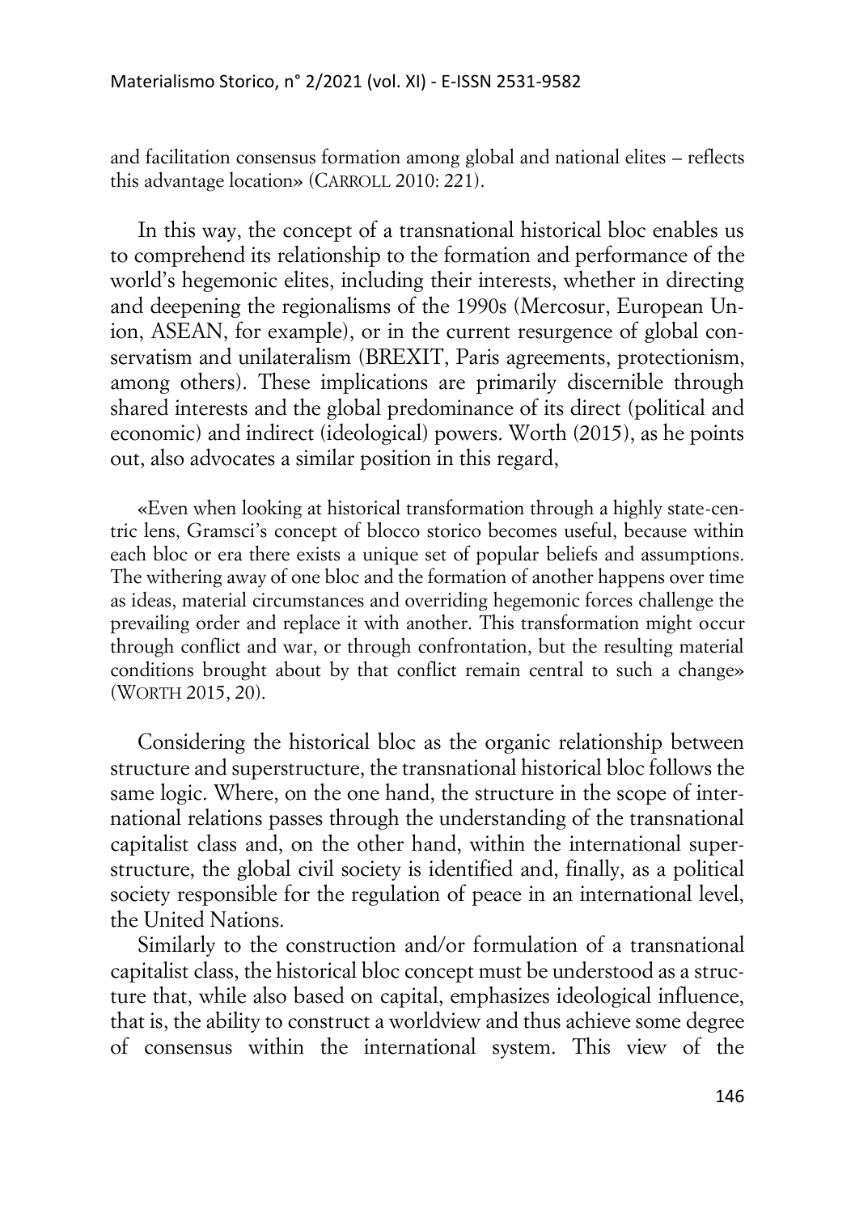and facilitation consensus formation among global and national elites – reflects this advantage location» (CARROLL 2010: 221).

In this way, the concept of a transnational historical bloc enables us to comprehend its relationship to the formation and performance of the world's hegemonic elites, including their interests, whether in directing and deepening the regionalisms of the 1990s (Mercosur, European Union, ASEAN, for example), or in the current resurgence of global conservatism and unilateralism (BREXIT, Paris agreements, protectionism, among others). These implications are primarily discernible through shared interests and the global predominance of its direct (political and economic) and indirect (ideological) powers. Worth (2015), as he points out, also advocates a similar position in this regard,

> «Even when looking at historical transformation through a highly state-centric lens, Gramsci's concept of blocco storico becomes useful, because within each bloc or era there exists a unique set of popular beliefs and assumptions. The withering away of one bloc and the formation of another happens over time as ideas, material circumstances and overriding hegemonic forces challenge the prevailing order and replace it with another. This transformation might occur through conflict and war, or through confrontation, but the resulting material conditions brought about by that conflict remain central to such a change» (WORTH 2015, 20).

Considering the historical bloc as the organic relationship between structure and superstructure, the transnational historical bloc follows the same logic. Where, on the one hand, the structure in the scope of international relations passes through the understanding of the transnational capitalist class and, on the other hand, within the international superstructure, the global civil society is identified and, finally, as a political society responsible for the regulation of peace in an international level, the United Nations.

Similarly to the construction and/or formulation of a transnational capitalist class, the historical bloc concept must be understood as a structure that, while also based on capital, emphasizes ideological influence, that is, the ability to construct a worldview and thus achieve some degree of consensus within the international system. This view of the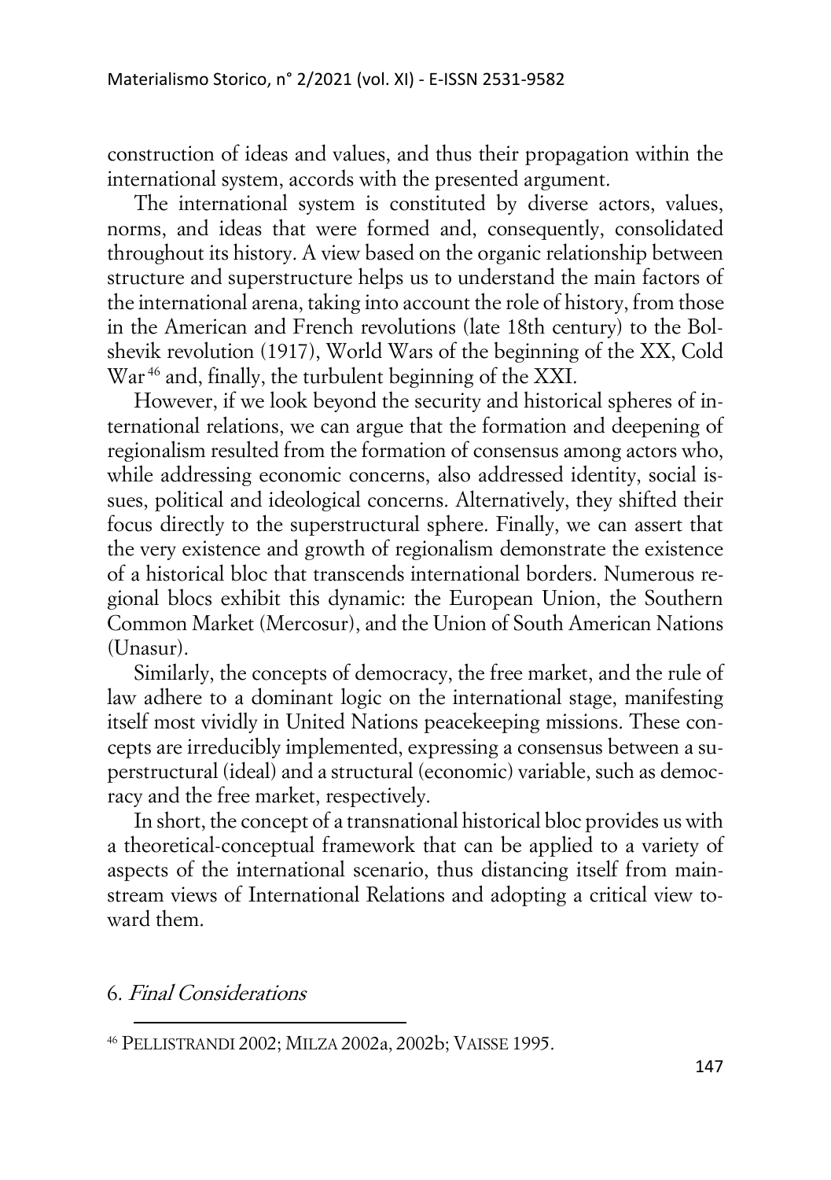construction of ideas and values, and thus their propagation within the international system, accords with the presented argument.

The international system is constituted by diverse actors, values, norms, and ideas that were formed and, consequently, consolidated throughout its history. A view based on the organic relationship between structure and superstructure helps us to understand the main factors of the international arena, taking into account the role of history, from those in the American and French revolutions (late 18th century) to the Bolshevik revolution (1917), World Wars of the beginning of the XX, Cold War[46] and, finally, the turbulent beginning of the XXI.

However, if we look beyond the security and historical spheres of international relations, we can argue that the formation and deepening of regionalism resulted from the formation of consensus among actors who, while addressing economic concerns, also addressed identity, social issues, political and ideological concerns. Alternatively, they shifted their focus directly to the superstructural sphere. Finally, we can assert that the very existence and growth of regionalism demonstrate the existence of a historical bloc that transcends international borders. Numerous regional blocs exhibit this dynamic: the European Union, the Southern Common Market (Mercosur), and the Union of South American Nations (Unasur).

Similarly, the concepts of democracy, the free market, and the rule of law adhere to a dominant logic on the international stage, manifesting itself most vividly in United Nations peacekeeping missions. These concepts are irreducibly implemented, expressing a consensus between a superstructural (ideal) and a structural (economic) variable, such as democracy and the free market, respectively.

In short, the concept of a transnational historical bloc provides us with a theoretical-conceptual framework that can be applied to a variety of aspects of the international scenario, thus distancing itself from mainstream views of International Relations and adopting a critical view toward them.

## 6. *Final Considerations*

[46] PELLISTRANDI 2002; MILZA 2002a, 2002b; VAISSE 1995.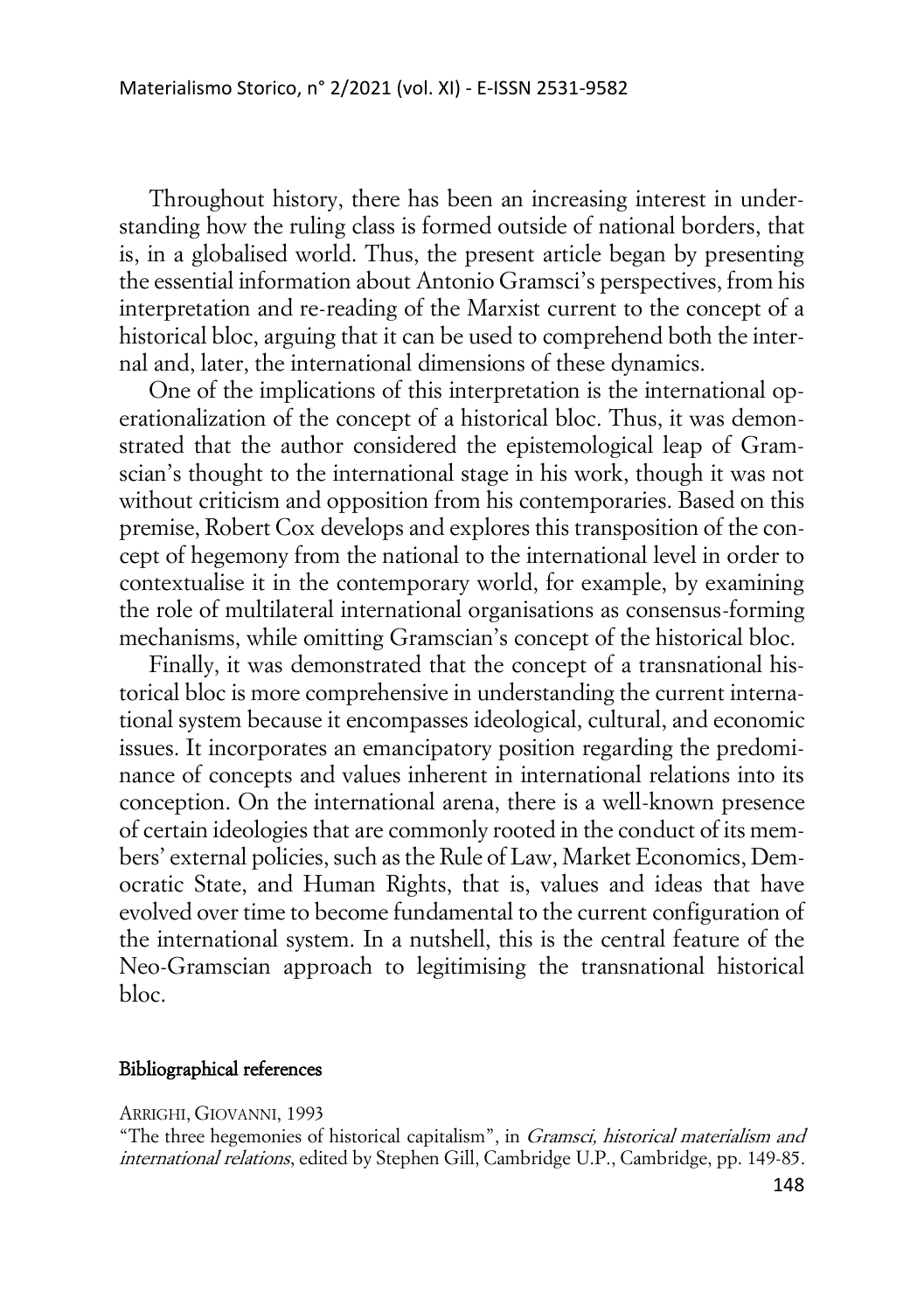Throughout history, there has been an increasing interest in understanding how the ruling class is formed outside of national borders, that is, in a globalised world. Thus, the present article began by presenting the essential information about Antonio Gramsci's perspectives, from his interpretation and re-reading of the Marxist current to the concept of a historical bloc, arguing that it can be used to comprehend both the internal and, later, the international dimensions of these dynamics.

One of the implications of this interpretation is the international operationalization of the concept of a historical bloc. Thus, it was demonstrated that the author considered the epistemological leap of Gramscian's thought to the international stage in his work, though it was not without criticism and opposition from his contemporaries. Based on this premise, Robert Cox develops and explores this transposition of the concept of hegemony from the national to the international level in order to contextualise it in the contemporary world, for example, by examining the role of multilateral international organisations as consensus-forming mechanisms, while omitting Gramscian's concept of the historical bloc.

Finally, it was demonstrated that the concept of a transnational historical bloc is more comprehensive in understanding the current international system because it encompasses ideological, cultural, and economic issues. It incorporates an emancipatory position regarding the predominance of concepts and values inherent in international relations into its conception. On the international arena, there is a well-known presence of certain ideologies that are commonly rooted in the conduct of its members' external policies, such as the Rule of Law, Market Economics, Democratic State, and Human Rights, that is, values and ideas that have evolved over time to become fundamental to the current configuration of the international system. In a nutshell, this is the central feature of the Neo-Gramscian approach to legitimising the transnational historical bloc.

## Bibliographical references

ARRIGHI, GIOVANNI, 1993
"The three hegemonies of historical capitalism", in *Gramsci, historical materialism and international relations*, edited by Stephen Gill, Cambridge U.P., Cambridge, pp. 149-85.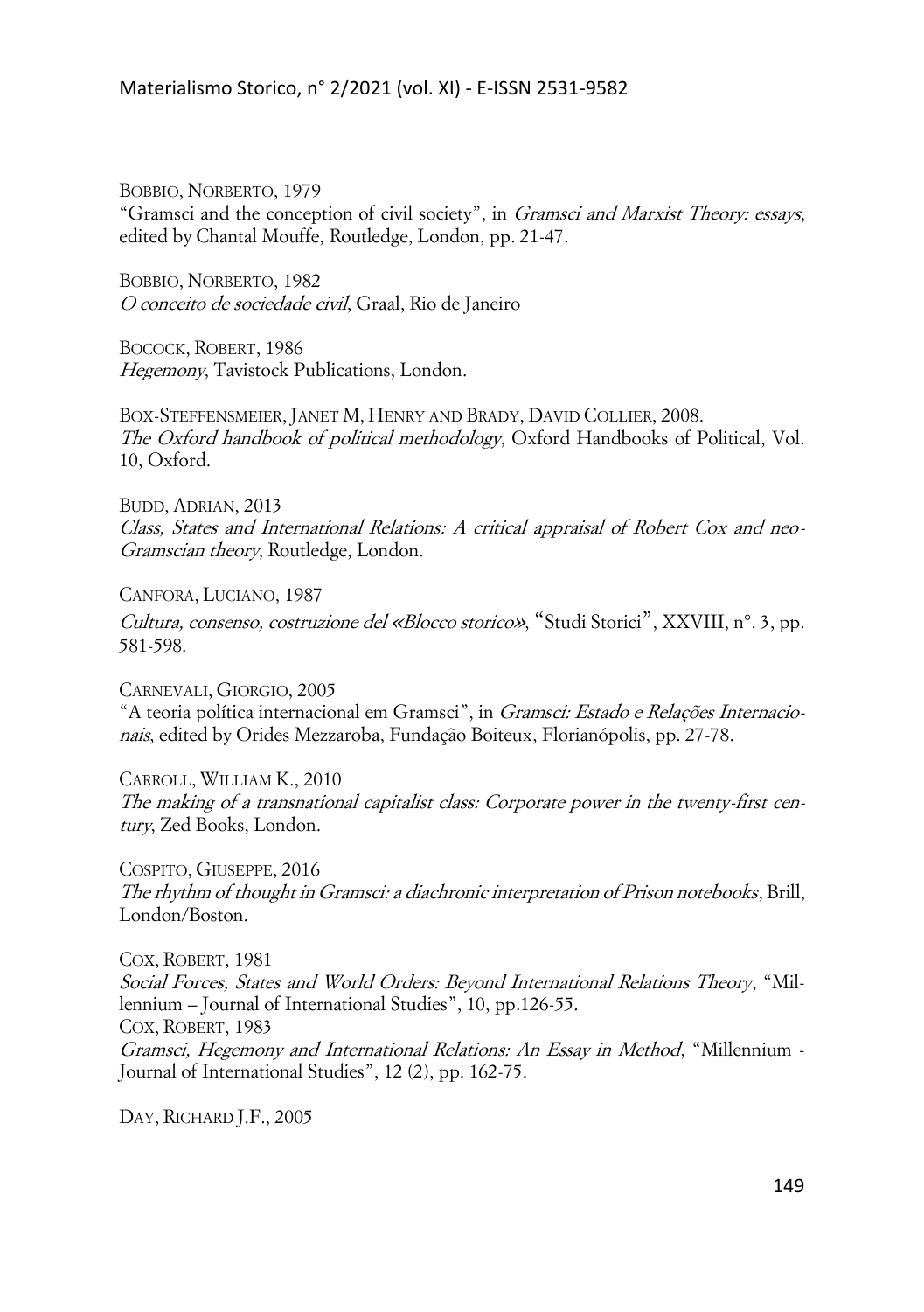BOBBIO, NORBERTO, 1979
"Gramsci and the conception of civil society", in *Gramsci and Marxist Theory: essays*, edited by Chantal Mouffe, Routledge, London, pp. 21-47.

BOBBIO, NORBERTO, 1982
*O conceito de sociedade civil*, Graal, Rio de Janeiro

BOCOCK, ROBERT, 1986
*Hegemony*, Tavistock Publications, London.

BOX-STEFFENSMEIER, JANET M, HENRY AND BRADY, DAVID COLLIER, 2008.
*The Oxford handbook of political methodology*, Oxford Handbooks of Political, Vol. 10, Oxford.

BUDD, ADRIAN, 2013
*Class, States and International Relations: A critical appraisal of Robert Cox and neo-Gramscian theory*, Routledge, London.

CANFORA, LUCIANO, 1987
*Cultura, consenso, costruzione del «Blocco storico»*, "Studi Storici", XXVIII, n°. 3, pp. 581-598.

CARNEVALI, GIORGIO, 2005
"A teoria política internacional em Gramsci", in *Gramsci: Estado e Relações Internacionais*, edited by Orides Mezzaroba, Fundação Boiteux, Florianópolis, pp. 27-78.

CARROLL, WILLIAM K., 2010
*The making of a transnational capitalist class: Corporate power in the twenty-first century*, Zed Books, London.

COSPITO, GIUSEPPE, 2016
*The rhythm of thought in Gramsci: a diachronic interpretation of Prison notebooks*, Brill, London/Boston.

COX, ROBERT, 1981
*Social Forces, States and World Orders: Beyond International Relations Theory*, "Millennium – Journal of International Studies", 10, pp.126-55.
COX, ROBERT, 1983
*Gramsci, Hegemony and International Relations: An Essay in Method*, "Millennium - Journal of International Studies", 12 (2), pp. 162-75.

DAY, RICHARD J.F., 2005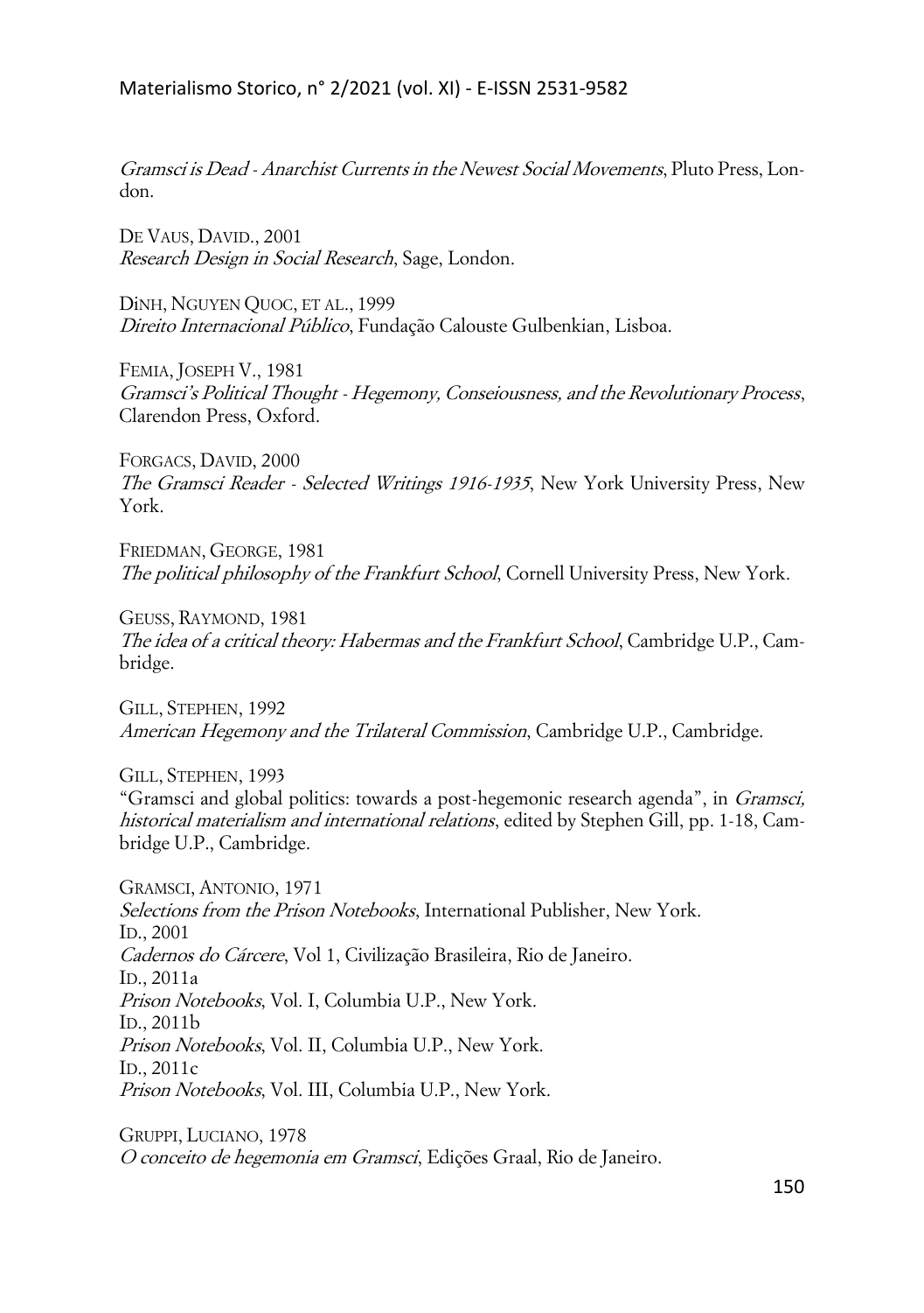*Gramsci is Dead - Anarchist Currents in the Newest Social Movements*, Pluto Press, London.

DE VAUS, DAVID., 2001
*Research Design in Social Research*, Sage, London.

DINH, NGUYEN QUOC, ET AL., 1999
*Direito Internacional Público*, Fundação Calouste Gulbenkian, Lisboa.

FEMIA, JOSEPH V., 1981
*Gramsci's Political Thought - Hegemony, Conseiousness, and the Revolutionary Process*, Clarendon Press, Oxford.

FORGACS, DAVID, 2000
*The Gramsci Reader - Selected Writings 1916-1935*, New York University Press, New York.

FRIEDMAN, GEORGE, 1981
*The political philosophy of the Frankfurt School*, Cornell University Press, New York.

GEUSS, RAYMOND, 1981
*The idea of a critical theory: Habermas and the Frankfurt School*, Cambridge U.P., Cambridge.

GILL, STEPHEN, 1992
*American Hegemony and the Trilateral Commission*, Cambridge U.P., Cambridge.

GILL, STEPHEN, 1993
"Gramsci and global politics: towards a post-hegemonic research agenda", in *Gramsci, historical materialism and international relations*, edited by Stephen Gill, pp. 1-18, Cambridge U.P., Cambridge.

GRAMSCI, ANTONIO, 1971
*Selections from the Prison Notebooks*, International Publisher, New York.
ID., 2001
*Cadernos do Cárcere*, Vol 1, Civilização Brasileira, Rio de Janeiro.
ID., 2011a
*Prison Notebooks*, Vol. I, Columbia U.P., New York.
ID., 2011b
*Prison Notebooks*, Vol. II, Columbia U.P., New York.
ID., 2011c
*Prison Notebooks*, Vol. III, Columbia U.P., New York.

GRUPPI, LUCIANO, 1978
*O conceito de hegemonia em Gramsci*, Edições Graal, Rio de Janeiro.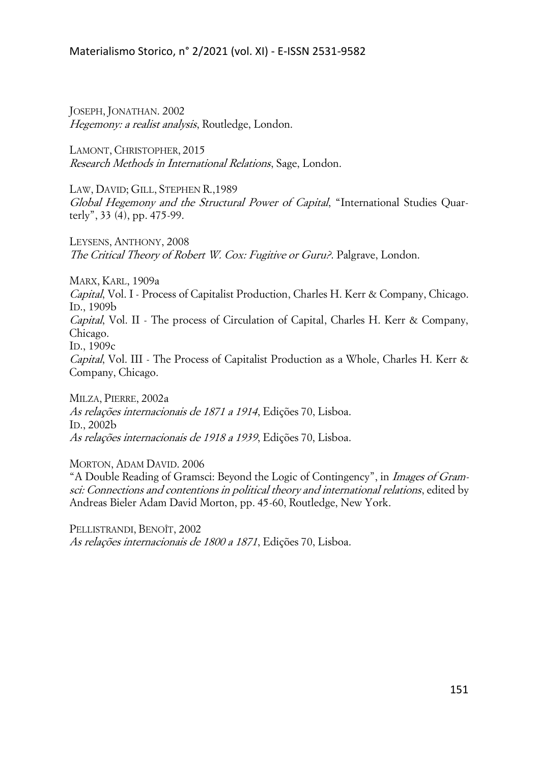JOSEPH, JONATHAN. 2002
*Hegemony: a realist analysis*, Routledge, London.

LAMONT, CHRISTOPHER, 2015
*Research Methods in International Relations*, Sage, London.

LAW, DAVID; GILL, STEPHEN R.,1989
*Global Hegemony and the Structural Power of Capital*, "International Studies Quarterly", 33 (4), pp. 475-99.

LEYSENS, ANTHONY, 2008
*The Critical Theory of Robert W. Cox: Fugitive or Guru?*. Palgrave, London.

MARX, KARL, 1909a
*Capital*, Vol. I - Process of Capitalist Production, Charles H. Kerr & Company, Chicago.
ID., 1909b
*Capital*, Vol. II - The process of Circulation of Capital, Charles H. Kerr & Company, Chicago.
ID., 1909c
*Capital*, Vol. III - The Process of Capitalist Production as a Whole, Charles H. Kerr & Company, Chicago.

MILZA, PIERRE, 2002a
*As relações internacionais de 1871 a 1914*, Edições 70, Lisboa.
ID., 2002b
*As relações internacionais de 1918 a 1939*, Edições 70, Lisboa.

MORTON, ADAM DAVID. 2006
"A Double Reading of Gramsci: Beyond the Logic of Contingency", in *Images of Gramsci: Connections and contentions in political theory and international relations*, edited by Andreas Bieler Adam David Morton, pp. 45-60, Routledge, New York.

PELLISTRANDI, BENOÎT, 2002
*As relações internacionais de 1800 a 1871*, Edições 70, Lisboa.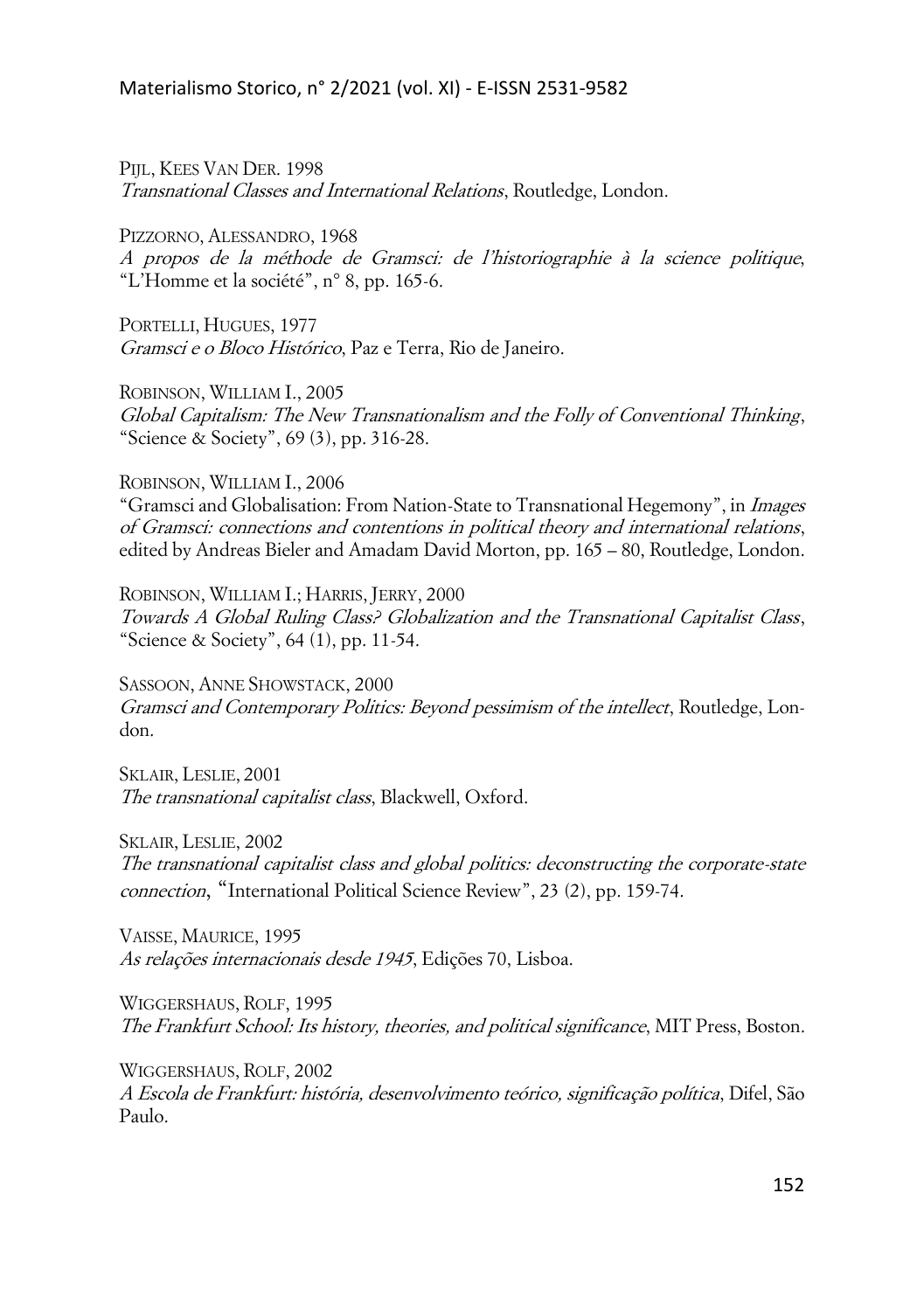PIJL, KEES VAN DER. 1998
*Transnational Classes and International Relations*, Routledge, London.

PIZZORNO, ALESSANDRO, 1968
*A propos de la méthode de Gramsci: de l'historiographie à la science politique*, "L'Homme et la société", n° 8, pp. 165-6.

PORTELLI, HUGUES, 1977
*Gramsci e o Bloco Histórico*, Paz e Terra, Rio de Janeiro.

ROBINSON, WILLIAM I., 2005
*Global Capitalism: The New Transnationalism and the Folly of Conventional Thinking*, "Science & Society", 69 (3), pp. 316-28.

ROBINSON, WILLIAM I., 2006
"Gramsci and Globalisation: From Nation-State to Transnational Hegemony", in *Images of Gramsci: connections and contentions in political theory and international relations*, edited by Andreas Bieler and Amadam David Morton, pp. 165 – 80, Routledge, London.

ROBINSON, WILLIAM I.; HARRIS, JERRY, 2000
*Towards A Global Ruling Class? Globalization and the Transnational Capitalist Class*, "Science & Society", 64 (1), pp. 11-54.

SASSOON, ANNE SHOWSTACK, 2000
*Gramsci and Contemporary Politics: Beyond pessimism of the intellect*, Routledge, London.

SKLAIR, LESLIE, 2001
*The transnational capitalist class*, Blackwell, Oxford.

SKLAIR, LESLIE, 2002
*The transnational capitalist class and global politics: deconstructing the corporate-state connection*, "International Political Science Review", 23 (2), pp. 159-74.

VAISSE, MAURICE, 1995
*As relações internacionais desde 1945*, Edições 70, Lisboa.

WIGGERSHAUS, ROLF, 1995
*The Frankfurt School: Its history, theories, and political significance*, MIT Press, Boston.

WIGGERSHAUS, ROLF, 2002
*A Escola de Frankfurt: história, desenvolvimento teórico, significação política*, Difel, São Paulo.